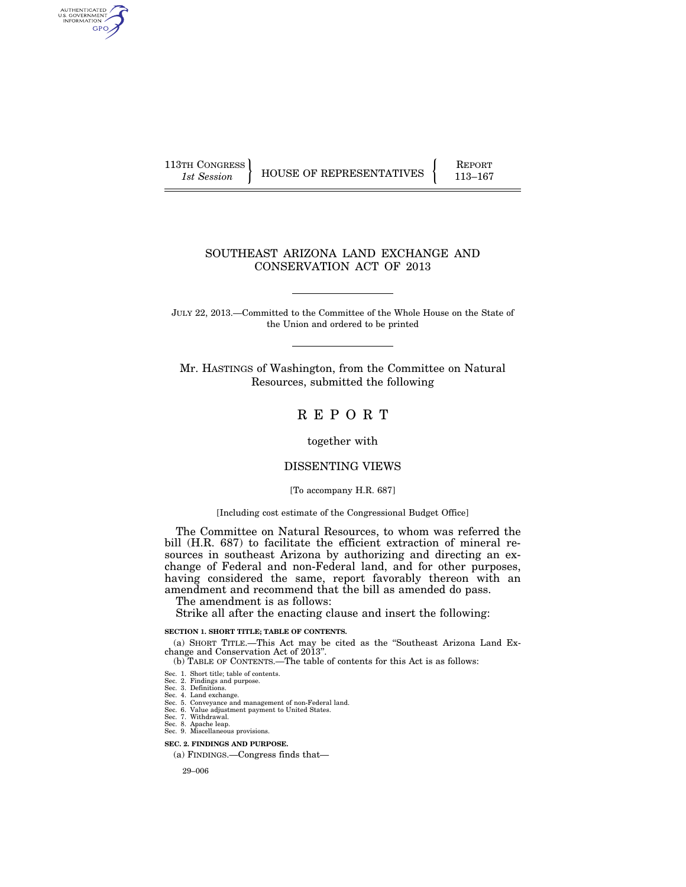113TH CONGRESS
*1st Session*

HOUSE OF REPRESENTATIVES

REPORT
113–167

# SOUTHEAST ARIZONA LAND EXCHANGE AND CONSERVATION ACT OF 2013

JULY 22, 2013.—Committed to the Committee of the Whole House on the State of the Union and ordered to be printed

Mr. HASTINGS of Washington, from the Committee on Natural Resources, submitted the following

## R E P O R T

together with

## DISSENTING VIEWS

[To accompany H.R. 687]

[Including cost estimate of the Congressional Budget Office]

The Committee on Natural Resources, to whom was referred the bill (H.R. 687) to facilitate the efficient extraction of mineral resources in southeast Arizona by authorizing and directing an exchange of Federal and non-Federal land, and for other purposes, having considered the same, report favorably thereon with an amendment and recommend that the bill as amended do pass.

The amendment is as follows:

Strike all after the enacting clause and insert the following:

**SECTION 1. SHORT TITLE; TABLE OF CONTENTS.**

(a) SHORT TITLE.—This Act may be cited as the "Southeast Arizona Land Exchange and Conservation Act of 2013".

(b) TABLE OF CONTENTS.—The table of contents for this Act is as follows:

Sec. 1. Short title; table of contents.
Sec. 2. Findings and purpose.
Sec. 3. Definitions.
Sec. 4. Land exchange.
Sec. 5. Conveyance and management of non-Federal land.
Sec. 6. Value adjustment payment to United States.
Sec. 7. Withdrawal.
Sec. 8. Apache leap.
Sec. 9. Miscellaneous provisions.

**SEC. 2. FINDINGS AND PURPOSE.**

(a) FINDINGS.—Congress finds that—

29–006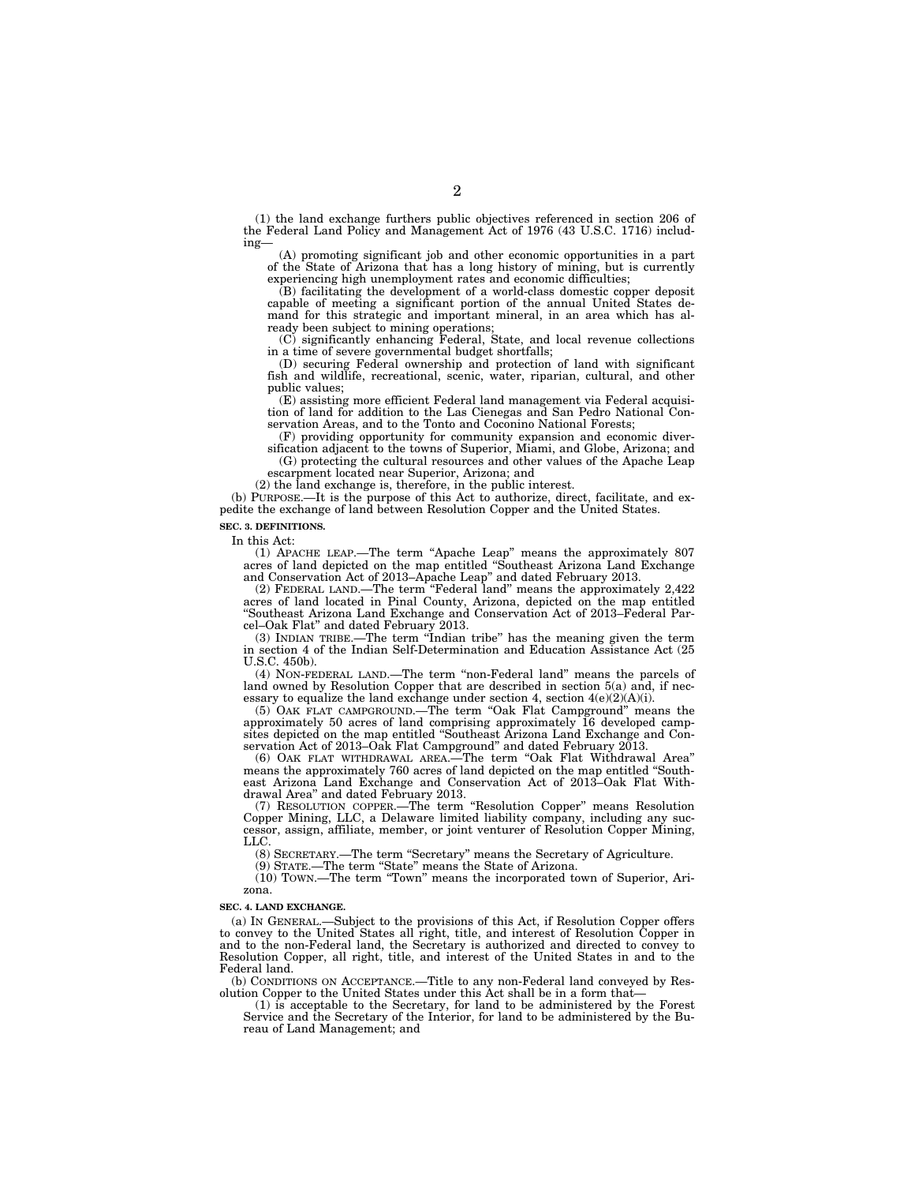(1) the land exchange furthers public objectives referenced in section 206 of the Federal Land Policy and Management Act of 1976 (43 U.S.C. 1716) including—

(A) promoting significant job and other economic opportunities in a part of the State of Arizona that has a long history of mining, but is currently experiencing high unemployment rates and economic difficulties;

(B) facilitating the development of a world-class domestic copper deposit capable of meeting a significant portion of the annual United States demand for this strategic and important mineral, in an area which has already been subject to mining operations;

(C) significantly enhancing Federal, State, and local revenue collections in a time of severe governmental budget shortfalls;

(D) securing Federal ownership and protection of land with significant fish and wildlife, recreational, scenic, water, riparian, cultural, and other public values;

(E) assisting more efficient Federal land management via Federal acquisition of land for addition to the Las Cienegas and San Pedro National Conservation Areas, and to the Tonto and Coconino National Forests;

(F) providing opportunity for community expansion and economic diversification adjacent to the towns of Superior, Miami, and Globe, Arizona; and

(G) protecting the cultural resources and other values of the Apache Leap escarpment located near Superior, Arizona; and

(2) the land exchange is, therefore, in the public interest.

(b) PURPOSE.—It is the purpose of this Act to authorize, direct, facilitate, and expedite the exchange of land between Resolution Copper and the United States.

**SEC. 3. DEFINITIONS.**

In this Act:

(1) APACHE LEAP.—The term "Apache Leap" means the approximately 807 acres of land depicted on the map entitled "Southeast Arizona Land Exchange and Conservation Act of 2013–Apache Leap" and dated February 2013.

(2) FEDERAL LAND.—The term "Federal land" means the approximately 2,422 acres of land located in Pinal County, Arizona, depicted on the map entitled "Southeast Arizona Land Exchange and Conservation Act of 2013–Federal Parcel–Oak Flat" and dated February 2013.

(3) INDIAN TRIBE.—The term "Indian tribe" has the meaning given the term in section 4 of the Indian Self-Determination and Education Assistance Act (25 U.S.C. 450b).

(4) NON-FEDERAL LAND.—The term "non-Federal land" means the parcels of land owned by Resolution Copper that are described in section 5(a) and, if necessary to equalize the land exchange under section 4, section 4(e)(2)(A)(i).

(5) OAK FLAT CAMPGROUND.—The term "Oak Flat Campground" means the approximately 50 acres of land comprising approximately 16 developed campsites depicted on the map entitled "Southeast Arizona Land Exchange and Conservation Act of 2013–Oak Flat Campground" and dated February 2013.

(6) OAK FLAT WITHDRAWAL AREA.—The term "Oak Flat Withdrawal Area" means the approximately 760 acres of land depicted on the map entitled "Southeast Arizona Land Exchange and Conservation Act of 2013–Oak Flat Withdrawal Area" and dated February 2013.

(7) RESOLUTION COPPER.—The term "Resolution Copper" means Resolution Copper Mining, LLC, a Delaware limited liability company, including any successor, assign, affiliate, member, or joint venturer of Resolution Copper Mining, LLC.

(8) SECRETARY.—The term "Secretary" means the Secretary of Agriculture.

(9) STATE.—The term "State" means the State of Arizona.

(10) TOWN.—The term "Town" means the incorporated town of Superior, Arizona.

**SEC. 4. LAND EXCHANGE.**

(a) IN GENERAL.—Subject to the provisions of this Act, if Resolution Copper offers to convey to the United States all right, title, and interest of Resolution Copper in and to the non-Federal land, the Secretary is authorized and directed to convey to Resolution Copper, all right, title, and interest of the United States in and to the Federal land.

(b) CONDITIONS ON ACCEPTANCE.—Title to any non-Federal land conveyed by Resolution Copper to the United States under this Act shall be in a form that—

(1) is acceptable to the Secretary, for land to be administered by the Forest Service and the Secretary of the Interior, for land to be administered by the Bureau of Land Management; and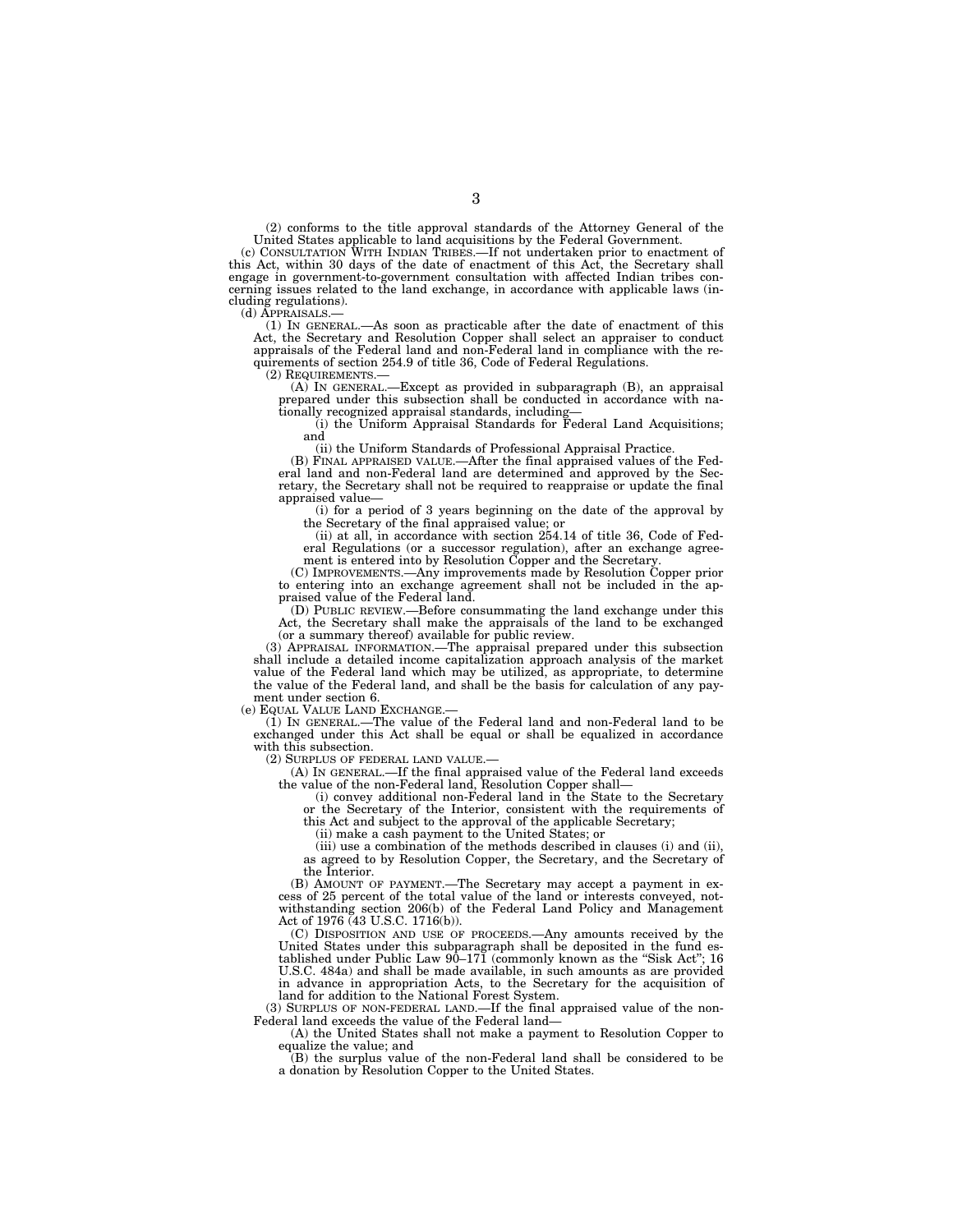(2) conforms to the title approval standards of the Attorney General of the United States applicable to land acquisitions by the Federal Government.

(c) CONSULTATION WITH INDIAN TRIBES.—If not undertaken prior to enactment of this Act, within 30 days of the date of enactment of this Act, the Secretary shall engage in government-to-government consultation with affected Indian tribes concerning issues related to the land exchange, in accordance with applicable laws (including regulations).

(d) APPRAISALS.—

(1) IN GENERAL.—As soon as practicable after the date of enactment of this Act, the Secretary and Resolution Copper shall select an appraiser to conduct appraisals of the Federal land and non-Federal land in compliance with the requirements of section 254.9 of title 36, Code of Federal Regulations.

(2) REQUIREMENTS.—

(A) IN GENERAL.—Except as provided in subparagraph (B), an appraisal prepared under this subsection shall be conducted in accordance with nationally recognized appraisal standards, including—

(i) the Uniform Appraisal Standards for Federal Land Acquisitions; and

(ii) the Uniform Standards of Professional Appraisal Practice.

(B) FINAL APPRAISED VALUE.—After the final appraised values of the Federal land and non-Federal land are determined and approved by the Secretary, the Secretary shall not be required to reappraise or update the final appraised value—

(i) for a period of 3 years beginning on the date of the approval by the Secretary of the final appraised value; or

(ii) at all, in accordance with section 254.14 of title 36, Code of Federal Regulations (or a successor regulation), after an exchange agreement is entered into by Resolution Copper and the Secretary.

(C) IMPROVEMENTS.—Any improvements made by Resolution Copper prior to entering into an exchange agreement shall not be included in the appraised value of the Federal land.

(D) PUBLIC REVIEW.—Before consummating the land exchange under this Act, the Secretary shall make the appraisals of the land to be exchanged (or a summary thereof) available for public review.

(3) APPRAISAL INFORMATION.—The appraisal prepared under this subsection shall include a detailed income capitalization approach analysis of the market value of the Federal land which may be utilized, as appropriate, to determine the value of the Federal land, and shall be the basis for calculation of any payment under section 6.

(e) EQUAL VALUE LAND EXCHANGE.—

(1) IN GENERAL.—The value of the Federal land and non-Federal land to be exchanged under this Act shall be equal or shall be equalized in accordance with this subsection.

(2) SURPLUS OF FEDERAL LAND VALUE.—

(A) IN GENERAL.—If the final appraised value of the Federal land exceeds the value of the non-Federal land, Resolution Copper shall—

(i) convey additional non-Federal land in the State to the Secretary or the Secretary of the Interior, consistent with the requirements of this Act and subject to the approval of the applicable Secretary;

(ii) make a cash payment to the United States; or

(iii) use a combination of the methods described in clauses (i) and (ii), as agreed to by Resolution Copper, the Secretary, and the Secretary of the Interior.

(B) AMOUNT OF PAYMENT.—The Secretary may accept a payment in excess of 25 percent of the total value of the land or interests conveyed, notwithstanding section 206(b) of the Federal Land Policy and Management Act of 1976 (43 U.S.C. 1716(b)).

(C) DISPOSITION AND USE OF PROCEEDS.—Any amounts received by the United States under this subparagraph shall be deposited in the fund established under Public Law 90–171 (commonly known as the "Sisk Act"; 16 U.S.C. 484a) and shall be made available, in such amounts as are provided in advance in appropriation Acts, to the Secretary for the acquisition of land for addition to the National Forest System.

(3) SURPLUS OF NON-FEDERAL LAND.—If the final appraised value of the non-Federal land exceeds the value of the Federal land—

(A) the United States shall not make a payment to Resolution Copper to equalize the value; and

(B) the surplus value of the non-Federal land shall be considered to be a donation by Resolution Copper to the United States.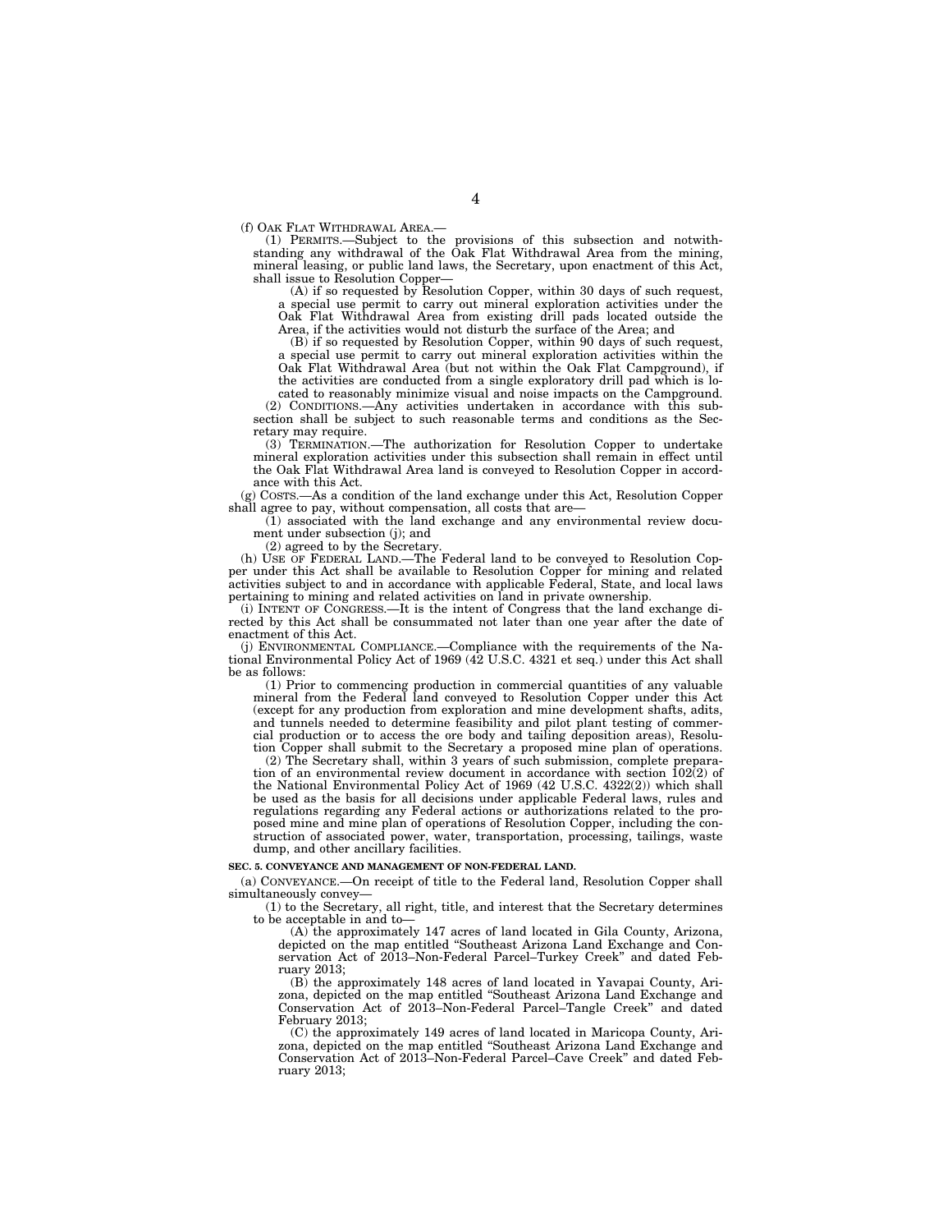(f) OAK FLAT WITHDRAWAL AREA.—

(1) PERMITS.—Subject to the provisions of this subsection and notwithstanding any withdrawal of the Oak Flat Withdrawal Area from the mining, mineral leasing, or public land laws, the Secretary, upon enactment of this Act, shall issue to Resolution Copper—

(A) if so requested by Resolution Copper, within 30 days of such request, a special use permit to carry out mineral exploration activities under the Oak Flat Withdrawal Area from existing drill pads located outside the Area, if the activities would not disturb the surface of the Area; and

(B) if so requested by Resolution Copper, within 90 days of such request, a special use permit to carry out mineral exploration activities within the Oak Flat Withdrawal Area (but not within the Oak Flat Campground), if the activities are conducted from a single exploratory drill pad which is located to reasonably minimize visual and noise impacts on the Campground.

(2) CONDITIONS.—Any activities undertaken in accordance with this subsection shall be subject to such reasonable terms and conditions as the Secretary may require.

(3) TERMINATION.—The authorization for Resolution Copper to undertake mineral exploration activities under this subsection shall remain in effect until the Oak Flat Withdrawal Area land is conveyed to Resolution Copper in accordance with this Act.

(g) COSTS.—As a condition of the land exchange under this Act, Resolution Copper shall agree to pay, without compensation, all costs that are—

(1) associated with the land exchange and any environmental review document under subsection (j); and

(2) agreed to by the Secretary.

(h) USE OF FEDERAL LAND.—The Federal land to be conveyed to Resolution Copper under this Act shall be available to Resolution Copper for mining and related activities subject to and in accordance with applicable Federal, State, and local laws pertaining to mining and related activities on land in private ownership.

(i) INTENT OF CONGRESS.—It is the intent of Congress that the land exchange directed by this Act shall be consummated not later than one year after the date of enactment of this Act.

(j) ENVIRONMENTAL COMPLIANCE.—Compliance with the requirements of the National Environmental Policy Act of 1969 (42 U.S.C. 4321 et seq.) under this Act shall be as follows:

(1) Prior to commencing production in commercial quantities of any valuable mineral from the Federal land conveyed to Resolution Copper under this Act (except for any production from exploration and mine development shafts, adits, and tunnels needed to determine feasibility and pilot plant testing of commercial production or to access the ore body and tailing deposition areas), Resolution Copper shall submit to the Secretary a proposed mine plan of operations.

(2) The Secretary shall, within 3 years of such submission, complete preparation of an environmental review document in accordance with section 102(2) of the National Environmental Policy Act of 1969 (42 U.S.C. 4322(2)) which shall be used as the basis for all decisions under applicable Federal laws, rules and regulations regarding any Federal actions or authorizations related to the proposed mine and mine plan of operations of Resolution Copper, including the construction of associated power, water, transportation, processing, tailings, waste dump, and other ancillary facilities.

**SEC. 5. CONVEYANCE AND MANAGEMENT OF NON-FEDERAL LAND.**

(a) CONVEYANCE.—On receipt of title to the Federal land, Resolution Copper shall simultaneously convey—

(1) to the Secretary, all right, title, and interest that the Secretary determines to be acceptable in and to—

(A) the approximately 147 acres of land located in Gila County, Arizona, depicted on the map entitled "Southeast Arizona Land Exchange and Conservation Act of 2013–Non-Federal Parcel–Turkey Creek" and dated February 2013;

(B) the approximately 148 acres of land located in Yavapai County, Arizona, depicted on the map entitled "Southeast Arizona Land Exchange and Conservation Act of 2013–Non-Federal Parcel–Tangle Creek" and dated February 2013;

(C) the approximately 149 acres of land located in Maricopa County, Arizona, depicted on the map entitled "Southeast Arizona Land Exchange and Conservation Act of 2013–Non-Federal Parcel–Cave Creek" and dated February 2013;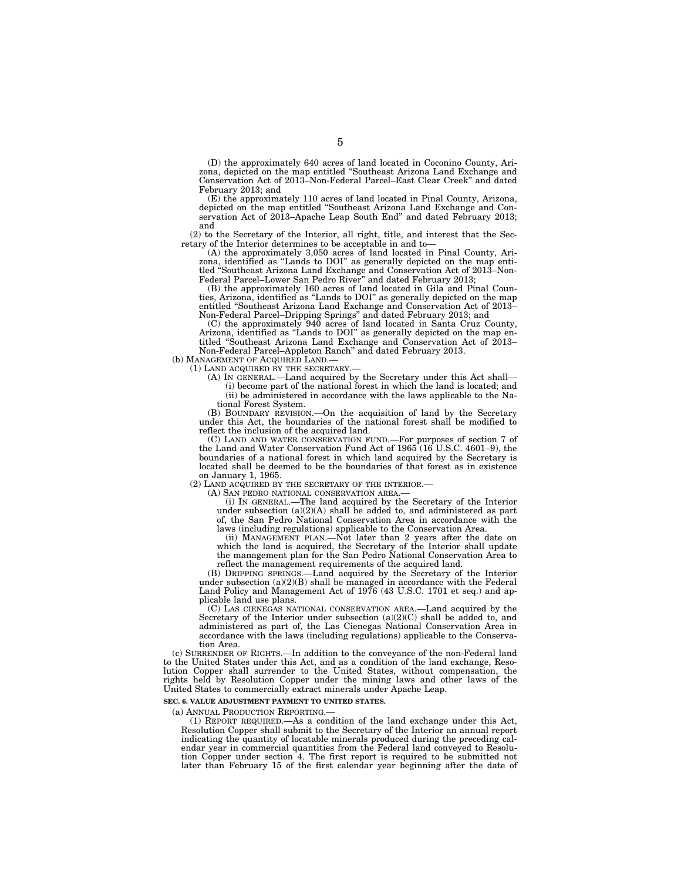(D) the approximately 640 acres of land located in Coconino County, Arizona, depicted on the map entitled "Southeast Arizona Land Exchange and Conservation Act of 2013–Non-Federal Parcel–East Clear Creek" and dated February 2013; and

(E) the approximately 110 acres of land located in Pinal County, Arizona, depicted on the map entitled "Southeast Arizona Land Exchange and Conservation Act of 2013–Apache Leap South End" and dated February 2013; and

(2) to the Secretary of the Interior, all right, title, and interest that the Secretary of the Interior determines to be acceptable in and to—

(A) the approximately 3,050 acres of land located in Pinal County, Arizona, identified as "Lands to DOI" as generally depicted on the map entitled "Southeast Arizona Land Exchange and Conservation Act of 2013–Non-Federal Parcel–Lower San Pedro River" and dated February 2013;

(B) the approximately 160 acres of land located in Gila and Pinal Counties, Arizona, identified as "Lands to DOI" as generally depicted on the map entitled "Southeast Arizona Land Exchange and Conservation Act of 2013–Non-Federal Parcel–Dripping Springs" and dated February 2013; and

(C) the approximately 940 acres of land located in Santa Cruz County, Arizona, identified as "Lands to DOI" as generally depicted on the map entitled "Southeast Arizona Land Exchange and Conservation Act of 2013–Non-Federal Parcel–Appleton Ranch" and dated February 2013.

(b) MANAGEMENT OF ACQUIRED LAND.—

(1) LAND ACQUIRED BY THE SECRETARY.—

(A) IN GENERAL.—Land acquired by the Secretary under this Act shall—

(i) become part of the national forest in which the land is located; and

(ii) be administered in accordance with the laws applicable to the National Forest System.

(B) BOUNDARY REVISION.—On the acquisition of land by the Secretary under this Act, the boundaries of the national forest shall be modified to reflect the inclusion of the acquired land.

(C) LAND AND WATER CONSERVATION FUND.—For purposes of section 7 of the Land and Water Conservation Fund Act of 1965 (16 U.S.C. 4601–9), the boundaries of a national forest in which land acquired by the Secretary is located shall be deemed to be the boundaries of that forest as in existence on January 1, 1965.

(2) LAND ACQUIRED BY THE SECRETARY OF THE INTERIOR.—

(A) SAN PEDRO NATIONAL CONSERVATION AREA.—

(i) IN GENERAL.—The land acquired by the Secretary of the Interior under subsection (a)(2)(A) shall be added to, and administered as part of, the San Pedro National Conservation Area in accordance with the laws (including regulations) applicable to the Conservation Area.

(ii) MANAGEMENT PLAN.—Not later than 2 years after the date on which the land is acquired, the Secretary of the Interior shall update the management plan for the San Pedro National Conservation Area to reflect the management requirements of the acquired land.

(B) DRIPPING SPRINGS.—Land acquired by the Secretary of the Interior under subsection (a)(2)(B) shall be managed in accordance with the Federal Land Policy and Management Act of 1976 (43 U.S.C. 1701 et seq.) and applicable land use plans.

(C) LAS CIENEGAS NATIONAL CONSERVATION AREA.—Land acquired by the Secretary of the Interior under subsection (a)(2)(C) shall be added to, and administered as part of, the Las Cienegas National Conservation Area in accordance with the laws (including regulations) applicable to the Conservation Area.

(c) SURRENDER OF RIGHTS.—In addition to the conveyance of the non-Federal land to the United States under this Act, and as a condition of the land exchange, Resolution Copper shall surrender to the United States, without compensation, the rights held by Resolution Copper under the mining laws and other laws of the United States to commercially extract minerals under Apache Leap.

**SEC. 6. VALUE ADJUSTMENT PAYMENT TO UNITED STATES.**

(a) ANNUAL PRODUCTION REPORTING.—

(1) REPORT REQUIRED.—As a condition of the land exchange under this Act, Resolution Copper shall submit to the Secretary of the Interior an annual report indicating the quantity of locatable minerals produced during the preceding calendar year in commercial quantities from the Federal land conveyed to Resolution Copper under section 4. The first report is required to be submitted not later than February 15 of the first calendar year beginning after the date of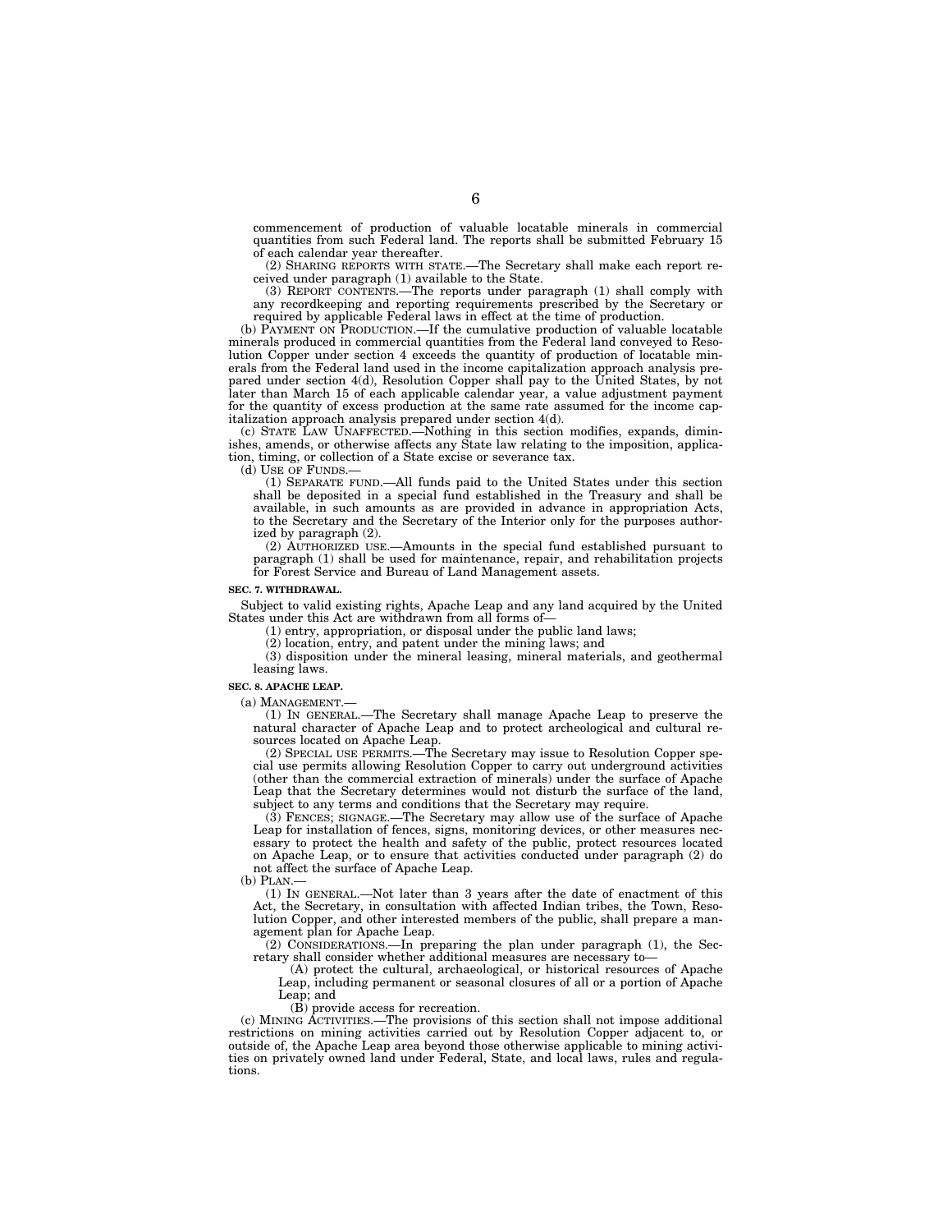commencement of production of valuable locatable minerals in commercial quantities from such Federal land. The reports shall be submitted February 15 of each calendar year thereafter.

(2) SHARING REPORTS WITH STATE.—The Secretary shall make each report received under paragraph (1) available to the State.

(3) REPORT CONTENTS.—The reports under paragraph (1) shall comply with any recordkeeping and reporting requirements prescribed by the Secretary or required by applicable Federal laws in effect at the time of production.

(b) PAYMENT ON PRODUCTION.—If the cumulative production of valuable locatable minerals produced in commercial quantities from the Federal land conveyed to Resolution Copper under section 4 exceeds the quantity of production of locatable minerals from the Federal land used in the income capitalization approach analysis prepared under section 4(d), Resolution Copper shall pay to the United States, by not later than March 15 of each applicable calendar year, a value adjustment payment for the quantity of excess production at the same rate assumed for the income capitalization approach analysis prepared under section 4(d).

(c) STATE LAW UNAFFECTED.—Nothing in this section modifies, expands, diminishes, amends, or otherwise affects any State law relating to the imposition, application, timing, or collection of a State excise or severance tax.

(d) USE OF FUNDS.—

(1) SEPARATE FUND.—All funds paid to the United States under this section shall be deposited in a special fund established in the Treasury and shall be available, in such amounts as are provided in advance in appropriation Acts, to the Secretary and the Secretary of the Interior only for the purposes authorized by paragraph (2).

(2) AUTHORIZED USE.—Amounts in the special fund established pursuant to paragraph (1) shall be used for maintenance, repair, and rehabilitation projects for Forest Service and Bureau of Land Management assets.

**SEC. 7. WITHDRAWAL.**

Subject to valid existing rights, Apache Leap and any land acquired by the United States under this Act are withdrawn from all forms of—

(1) entry, appropriation, or disposal under the public land laws;

(2) location, entry, and patent under the mining laws; and

(3) disposition under the mineral leasing, mineral materials, and geothermal leasing laws.

**SEC. 8. APACHE LEAP.**

(a) MANAGEMENT.—

(1) IN GENERAL.—The Secretary shall manage Apache Leap to preserve the natural character of Apache Leap and to protect archeological and cultural resources located on Apache Leap.

(2) SPECIAL USE PERMITS.—The Secretary may issue to Resolution Copper special use permits allowing Resolution Copper to carry out underground activities (other than the commercial extraction of minerals) under the surface of Apache Leap that the Secretary determines would not disturb the surface of the land, subject to any terms and conditions that the Secretary may require.

(3) FENCES; SIGNAGE.—The Secretary may allow use of the surface of Apache Leap for installation of fences, signs, monitoring devices, or other measures necessary to protect the health and safety of the public, protect resources located on Apache Leap, or to ensure that activities conducted under paragraph (2) do not affect the surface of Apache Leap.

(b) PLAN.—

(1) IN GENERAL.—Not later than 3 years after the date of enactment of this Act, the Secretary, in consultation with affected Indian tribes, the Town, Resolution Copper, and other interested members of the public, shall prepare a management plan for Apache Leap.

(2) CONSIDERATIONS.—In preparing the plan under paragraph (1), the Secretary shall consider whether additional measures are necessary to—

(A) protect the cultural, archaeological, or historical resources of Apache Leap, including permanent or seasonal closures of all or a portion of Apache Leap; and

(B) provide access for recreation.

(c) MINING ACTIVITIES.—The provisions of this section shall not impose additional restrictions on mining activities carried out by Resolution Copper adjacent to, or outside of, the Apache Leap area beyond those otherwise applicable to mining activities on privately owned land under Federal, State, and local laws, rules and regulations.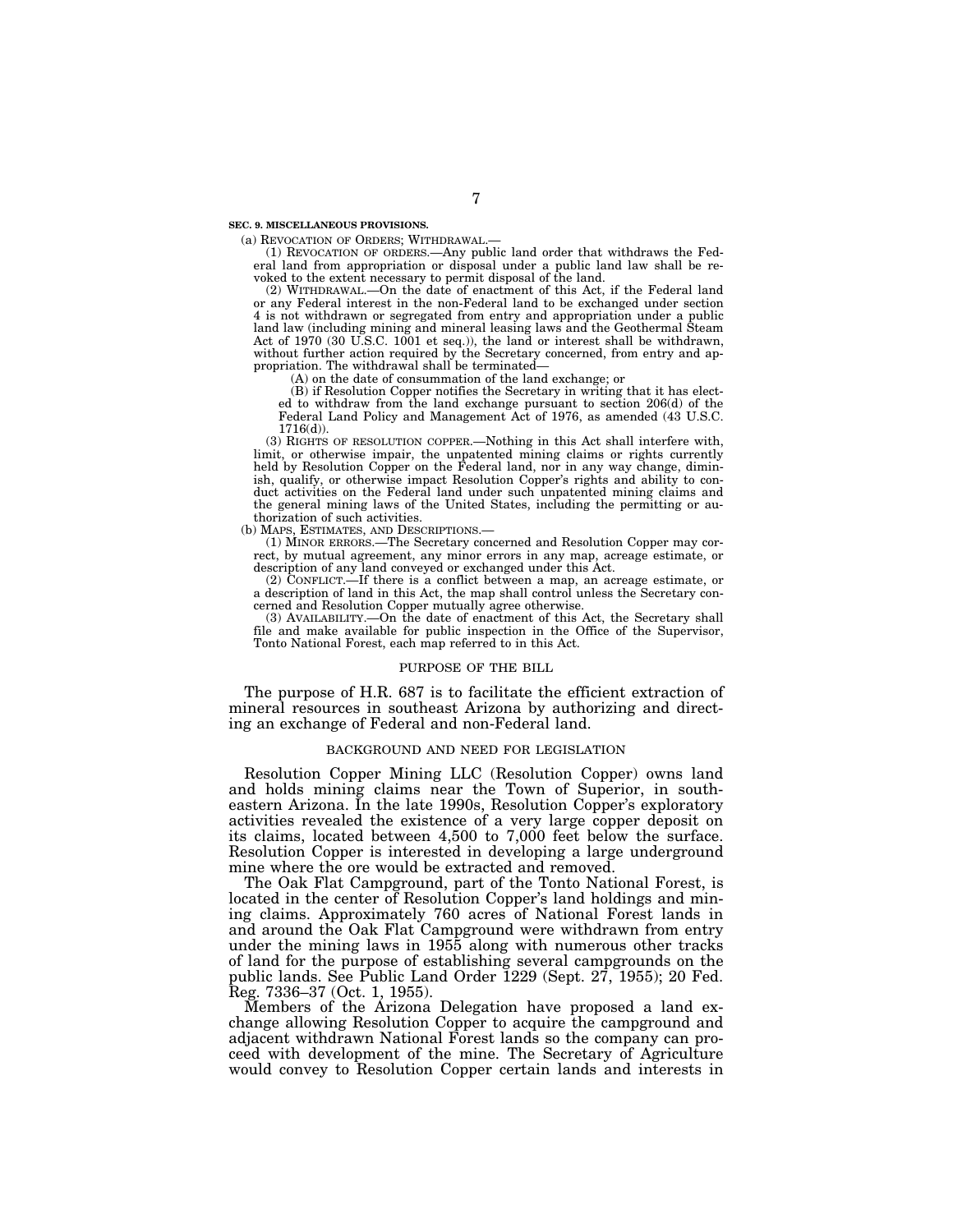**SEC. 9. MISCELLANEOUS PROVISIONS.**

(a) REVOCATION OF ORDERS; WITHDRAWAL.—

(1) REVOCATION OF ORDERS.—Any public land order that withdraws the Federal land from appropriation or disposal under a public land law shall be revoked to the extent necessary to permit disposal of the land.

(2) WITHDRAWAL.—On the date of enactment of this Act, if the Federal land or any Federal interest in the non-Federal land to be exchanged under section 4 is not withdrawn or segregated from entry and appropriation under a public land law (including mining and mineral leasing laws and the Geothermal Steam Act of 1970 (30 U.S.C. 1001 et seq.)), the land or interest shall be withdrawn, without further action required by the Secretary concerned, from entry and appropriation. The withdrawal shall be terminated—

(A) on the date of consummation of the land exchange; or

(B) if Resolution Copper notifies the Secretary in writing that it has elected to withdraw from the land exchange pursuant to section 206(d) of the Federal Land Policy and Management Act of 1976, as amended (43 U.S.C. 1716(d)).

(3) RIGHTS OF RESOLUTION COPPER.—Nothing in this Act shall interfere with, limit, or otherwise impair, the unpatented mining claims or rights currently held by Resolution Copper on the Federal land, nor in any way change, diminish, qualify, or otherwise impact Resolution Copper's rights and ability to conduct activities on the Federal land under such unpatented mining claims and the general mining laws of the United States, including the permitting or authorization of such activities.

(b) MAPS, ESTIMATES, AND DESCRIPTIONS.—

(1) MINOR ERRORS.—The Secretary concerned and Resolution Copper may correct, by mutual agreement, any minor errors in any map, acreage estimate, or description of any land conveyed or exchanged under this Act.

(2) CONFLICT.—If there is a conflict between a map, an acreage estimate, or a description of land in this Act, the map shall control unless the Secretary concerned and Resolution Copper mutually agree otherwise.

(3) AVAILABILITY.—On the date of enactment of this Act, the Secretary shall file and make available for public inspection in the Office of the Supervisor, Tonto National Forest, each map referred to in this Act.

## PURPOSE OF THE BILL

The purpose of H.R. 687 is to facilitate the efficient extraction of mineral resources in southeast Arizona by authorizing and directing an exchange of Federal and non-Federal land.

## BACKGROUND AND NEED FOR LEGISLATION

Resolution Copper Mining LLC (Resolution Copper) owns land and holds mining claims near the Town of Superior, in southeastern Arizona. In the late 1990s, Resolution Copper's exploratory activities revealed the existence of a very large copper deposit on its claims, located between 4,500 to 7,000 feet below the surface. Resolution Copper is interested in developing a large underground mine where the ore would be extracted and removed.

The Oak Flat Campground, part of the Tonto National Forest, is located in the center of Resolution Copper's land holdings and mining claims. Approximately 760 acres of National Forest lands in and around the Oak Flat Campground were withdrawn from entry under the mining laws in 1955 along with numerous other tracks of land for the purpose of establishing several campgrounds on the public lands. See Public Land Order 1229 (Sept. 27, 1955); 20 Fed. Reg. 7336–37 (Oct. 1, 1955).

Members of the Arizona Delegation have proposed a land exchange allowing Resolution Copper to acquire the campground and adjacent withdrawn National Forest lands so the company can proceed with development of the mine. The Secretary of Agriculture would convey to Resolution Copper certain lands and interests in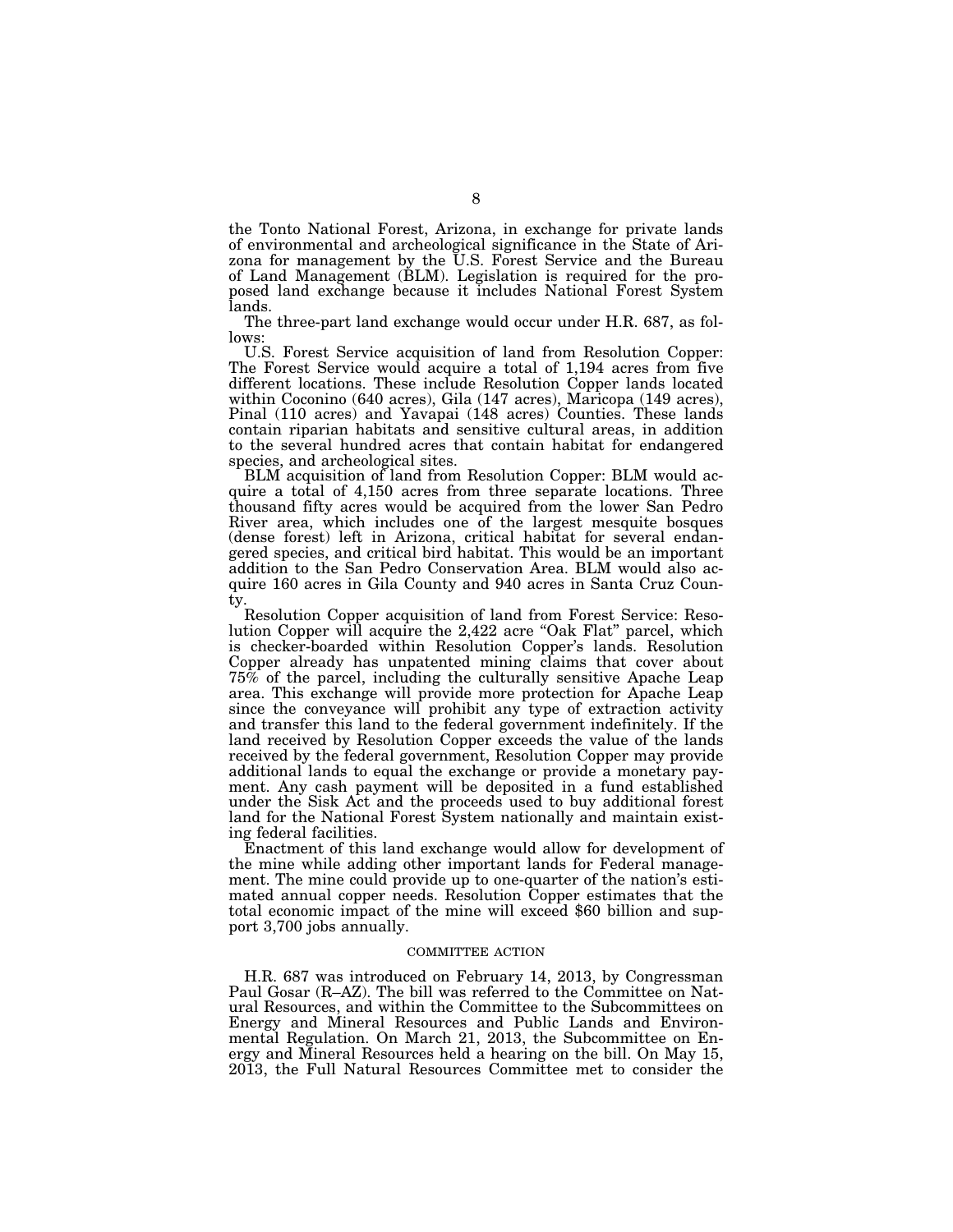the Tonto National Forest, Arizona, in exchange for private lands of environmental and archeological significance in the State of Arizona for management by the U.S. Forest Service and the Bureau of Land Management (BLM). Legislation is required for the proposed land exchange because it includes National Forest System lands.

The three-part land exchange would occur under H.R. 687, as follows:

U.S. Forest Service acquisition of land from Resolution Copper: The Forest Service would acquire a total of 1,194 acres from five different locations. These include Resolution Copper lands located within Coconino (640 acres), Gila (147 acres), Maricopa (149 acres), Pinal (110 acres) and Yavapai (148 acres) Counties. These lands contain riparian habitats and sensitive cultural areas, in addition to the several hundred acres that contain habitat for endangered species, and archeological sites.

BLM acquisition of land from Resolution Copper: BLM would acquire a total of 4,150 acres from three separate locations. Three thousand fifty acres would be acquired from the lower San Pedro River area, which includes one of the largest mesquite bosques (dense forest) left in Arizona, critical habitat for several endangered species, and critical bird habitat. This would be an important addition to the San Pedro Conservation Area. BLM would also acquire 160 acres in Gila County and 940 acres in Santa Cruz County.

Resolution Copper acquisition of land from Forest Service: Resolution Copper will acquire the 2,422 acre "Oak Flat" parcel, which is checker-boarded within Resolution Copper's lands. Resolution Copper already has unpatented mining claims that cover about 75% of the parcel, including the culturally sensitive Apache Leap area. This exchange will provide more protection for Apache Leap since the conveyance will prohibit any type of extraction activity and transfer this land to the federal government indefinitely. If the land received by Resolution Copper exceeds the value of the lands received by the federal government, Resolution Copper may provide additional lands to equal the exchange or provide a monetary payment. Any cash payment will be deposited in a fund established under the Sisk Act and the proceeds used to buy additional forest land for the National Forest System nationally and maintain existing federal facilities.

Enactment of this land exchange would allow for development of the mine while adding other important lands for Federal management. The mine could provide up to one-quarter of the nation's estimated annual copper needs. Resolution Copper estimates that the total economic impact of the mine will exceed $60 billion and support 3,700 jobs annually.

## COMMITTEE ACTION

H.R. 687 was introduced on February 14, 2013, by Congressman Paul Gosar (R–AZ). The bill was referred to the Committee on Natural Resources, and within the Committee to the Subcommittees on Energy and Mineral Resources and Public Lands and Environmental Regulation. On March 21, 2013, the Subcommittee on Energy and Mineral Resources held a hearing on the bill. On May 15, 2013, the Full Natural Resources Committee met to consider the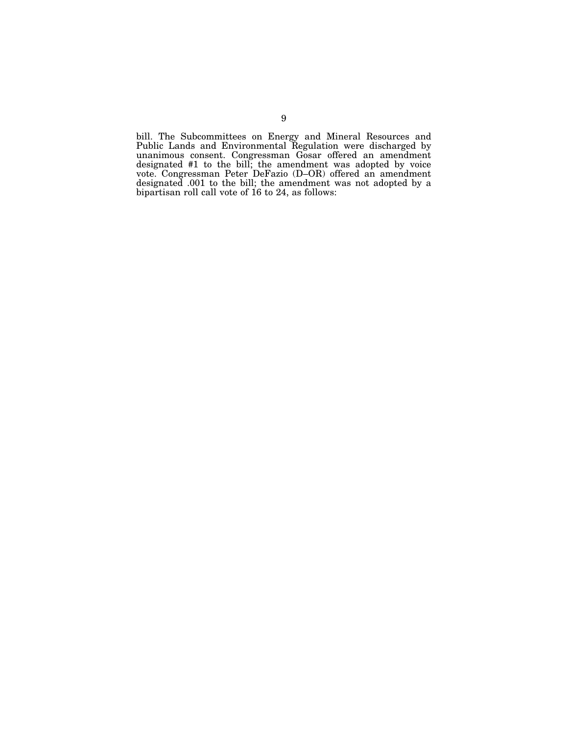bill. The Subcommittees on Energy and Mineral Resources and Public Lands and Environmental Regulation were discharged by unanimous consent. Congressman Gosar offered an amendment designated #1 to the bill; the amendment was adopted by voice vote. Congressman Peter DeFazio (D–OR) offered an amendment designated .001 to the bill; the amendment was not adopted by a bipartisan roll call vote of 16 to 24, as follows: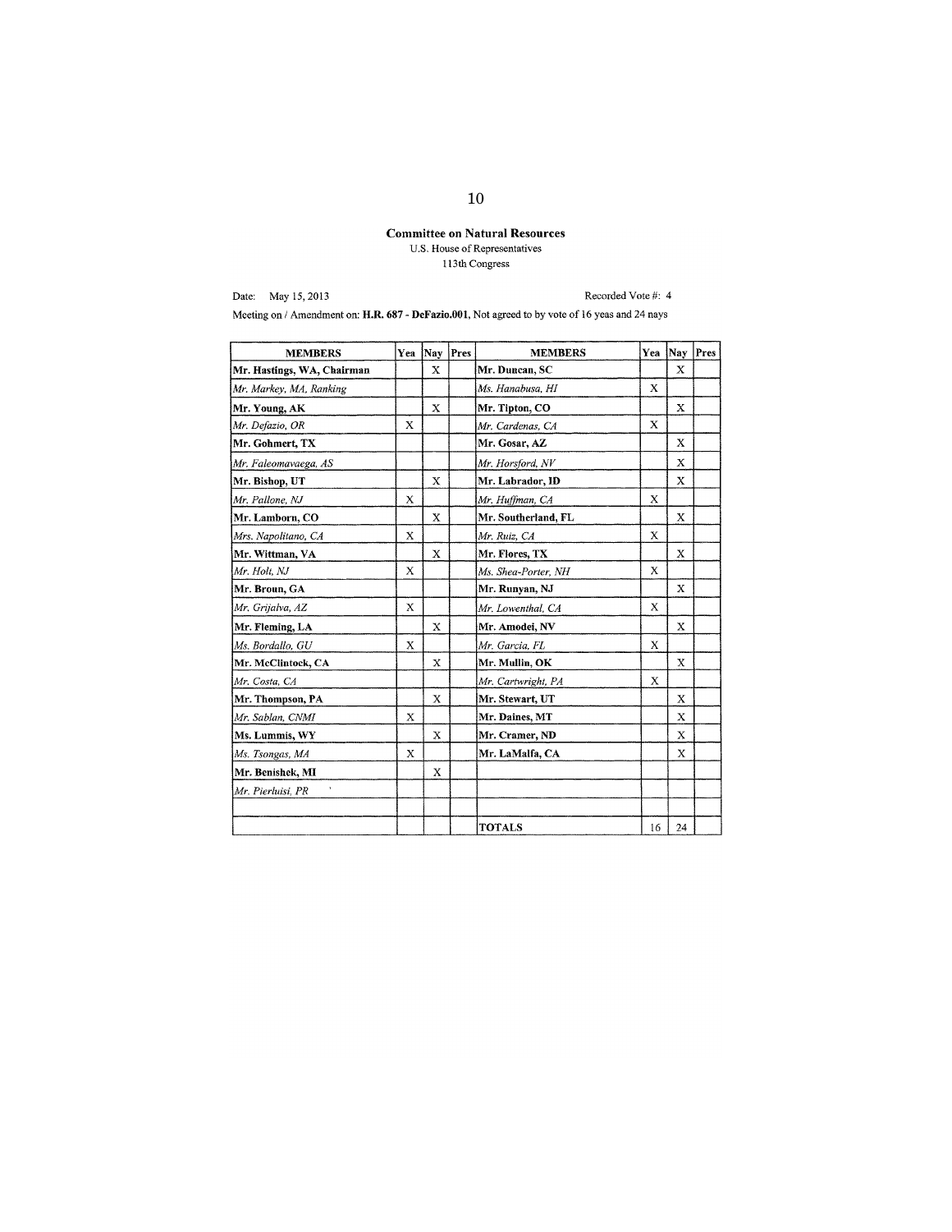**Committee on Natural Resources**
U.S. House of Representatives
113th Congress

Date: May 15, 2013 Recorded Vote #: 4

Meeting on / Amendment on: **H.R. 687 - DeFazio.001**, Not agreed to by vote of 16 yeas and 24 nays

| MEMBERS | Yea | Nay | Pres | MEMBERS | Yea | Nay | Pres |
|---|---|---|---|---|---|---|---|
| **Mr. Hastings, WA, Chairman** | | X | | **Mr. Duncan, SC** | | X | |
| *Mr. Markey, MA, Ranking* | | | | *Ms. Hanabusa, HI* | X | | |
| **Mr. Young, AK** | | X | | **Mr. Tipton, CO** | | X | |
| *Mr. Defazio, OR* | X | | | *Mr. Cardenas, CA* | X | | |
| **Mr. Gohmert, TX** | | | | **Mr. Gosar, AZ** | | X | |
| *Mr. Faleomavaega, AS* | | | | *Mr. Horsford, NV* | | X | |
| **Mr. Bishop, UT** | | X | | **Mr. Labrador, ID** | | X | |
| *Mr. Pallone, NJ* | X | | | *Mr. Huffman, CA* | X | | |
| **Mr. Lamborn, CO** | | X | | **Mr. Southerland, FL** | | X | |
| *Mrs. Napolitano, CA* | X | | | *Mr. Ruiz, CA* | X | | |
| **Mr. Wittman, VA** | | X | | **Mr. Flores, TX** | | X | |
| *Mr. Holt, NJ* | X | | | *Ms. Shea-Porter, NH* | X | | |
| **Mr. Broun, GA** | | | | **Mr. Runyan, NJ** | | X | |
| *Mr. Grijalva, AZ* | X | | | *Mr. Lowenthal, CA* | X | | |
| **Mr. Fleming, LA** | | X | | **Mr. Amodei, NV** | | X | |
| *Ms. Bordallo, GU* | X | | | *Mr. Garcia, FL* | X | | |
| **Mr. McClintock, CA** | | X | | **Mr. Mullin, OK** | | X | |
| *Mr. Costa, CA* | | | | *Mr. Cartwright, PA* | X | | |
| **Mr. Thompson, PA** | | X | | **Mr. Stewart, UT** | | X | |
| *Mr. Sablan, CNMI* | X | | | **Mr. Daines, MT** | | X | |
| **Ms. Lummis, WY** | | X | | **Mr. Cramer, ND** | | X | |
| *Ms. Tsongas, MA* | X | | | **Mr. LaMalfa, CA** | | X | |
| **Mr. Benishek, MI** | | X | | | | | |
| *Mr. Pierluisi, PR* | | | | | | | |
| | | | | | | | |
| | | | | **TOTALS** | 16 | 24 | |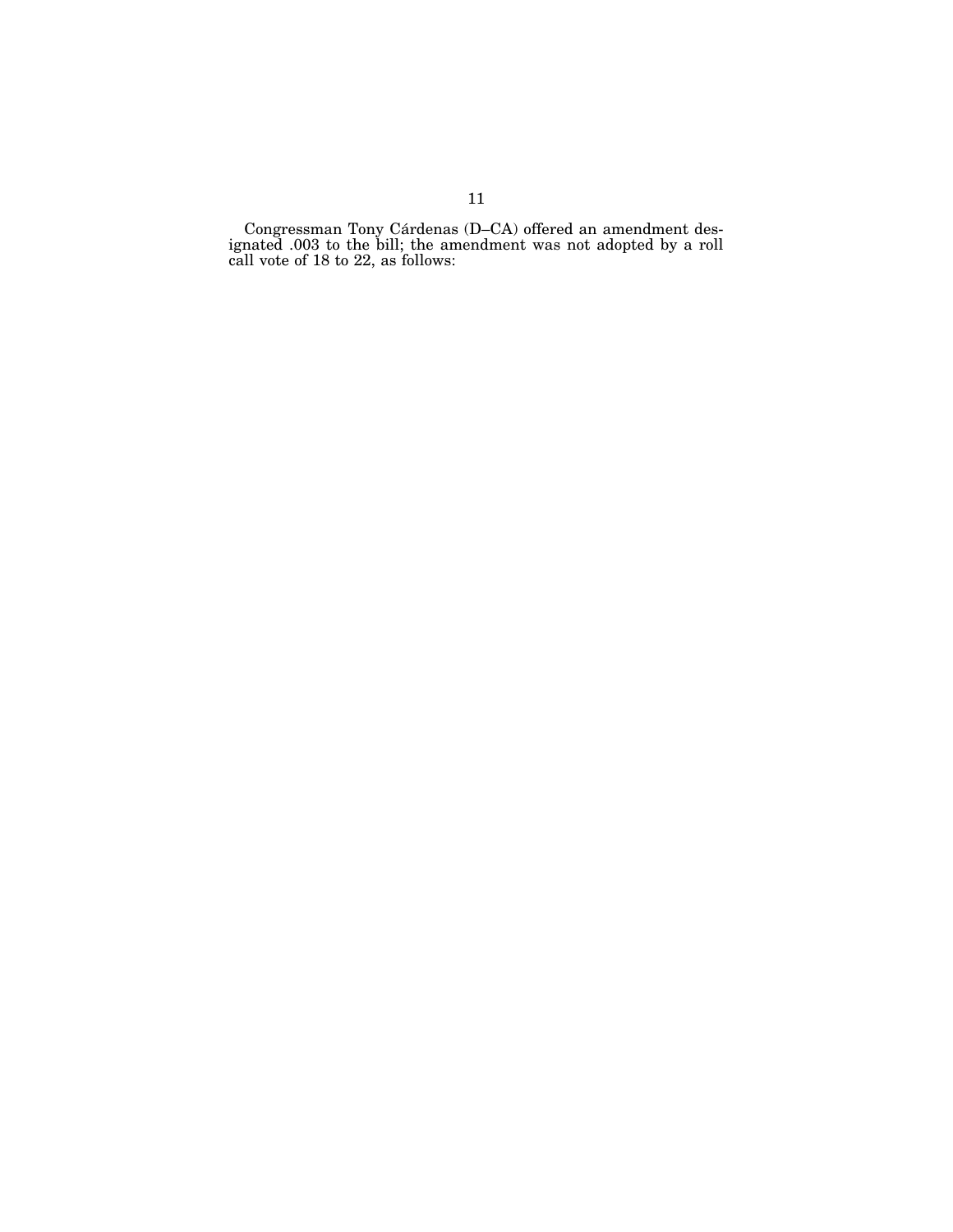Congressman Tony Cárdenas (D–CA) offered an amendment designated .003 to the bill; the amendment was not adopted by a roll call vote of 18 to 22, as follows: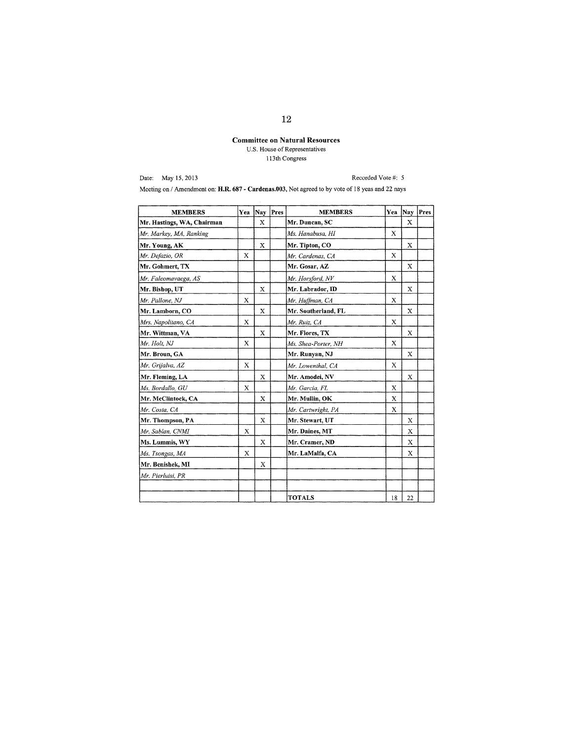**Committee on Natural Resources**
U.S. House of Representatives
113th Congress

Date: May 15, 2013 Recorded Vote #: 5

Meeting on / Amendment on: **H.R. 687 - Cardenas.003**, Not agreed to by vote of 18 yeas and 22 nays

| MEMBERS | Yea | Nay | Pres | MEMBERS | Yea | Nay | Pres |
|---|---|---|---|---|---|---|---|
| **Mr. Hastings, WA, Chairman** | | X | | **Mr. Duncan, SC** | | X | |
| *Mr. Markey, MA, Ranking* | | | | *Ms. Hanabusa, HI* | X | | |
| **Mr. Young, AK** | | X | | **Mr. Tipton, CO** | | X | |
| *Mr. Defazio, OR* | X | | | *Mr. Cardenas, CA* | X | | |
| **Mr. Gohmert, TX** | | | | **Mr. Gosar, AZ** | | X | |
| *Mr. Faleomavaega, AS* | | | | *Mr. Horsford, NV* | X | | |
| **Mr. Bishop, UT** | | X | | **Mr. Labrador, ID** | | X | |
| *Mr. Pallone, NJ* | X | | | *Mr. Huffman, CA* | X | | |
| **Mr. Lamborn, CO** | | X | | **Mr. Southerland, FL** | | X | |
| *Mrs. Napolitano, CA* | X | | | *Mr. Ruiz, CA* | X | | |
| **Mr. Wittman, VA** | | X | | **Mr. Flores, TX** | | X | |
| *Mr. Holt, NJ* | X | | | *Ms. Shea-Porter, NH* | X | | |
| **Mr. Broun, GA** | | | | **Mr. Runyan, NJ** | | X | |
| *Mr. Grijalva, AZ* | X | | | *Mr. Lowenthal, CA* | X | | |
| **Mr. Fleming, LA** | | X | | **Mr. Amodei, NV** | | X | |
| *Ms. Bordallo, GU* | X | | | *Mr. Garcia, FL* | X | | |
| **Mr. McClintock, CA** | | X | | **Mr. Mullin, OK** | X | | |
| *Mr. Costa, CA* | | | | *Mr. Cartwright, PA* | X | | |
| **Mr. Thompson, PA** | | X | | **Mr. Stewart, UT** | | X | |
| *Mr. Sablan, CNMI* | X | | | **Mr. Daines, MT** | | X | |
| **Ms. Lummis, WY** | | X | | **Mr. Cramer, ND** | | X | |
| *Ms. Tsongas, MA* | X | | | **Mr. LaMalfa, CA** | | X | |
| **Mr. Benishek, MI** | | X | | | | | |
| *Mr. Pierluisi, PR* | | | | | | | |
| | | | | | | | |
| | | | | **TOTALS** | 18 | 22 | |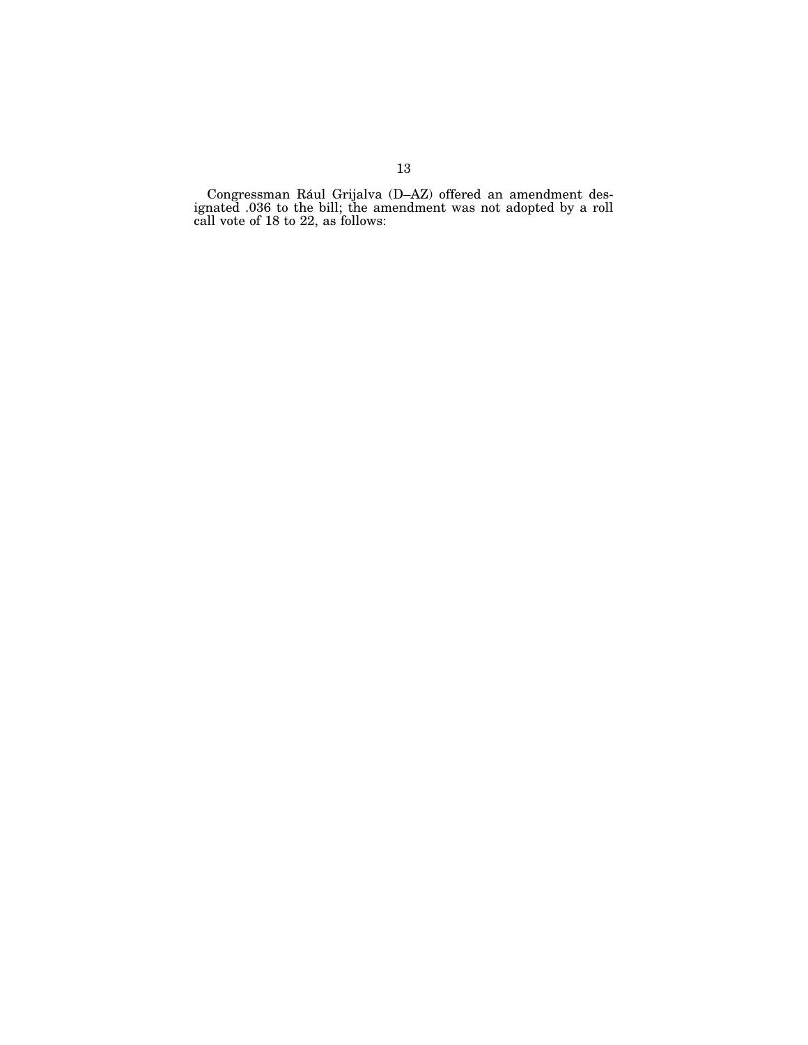Congressman Rául Grijalva (D–AZ) offered an amendment designated .036 to the bill; the amendment was not adopted by a roll call vote of 18 to 22, as follows: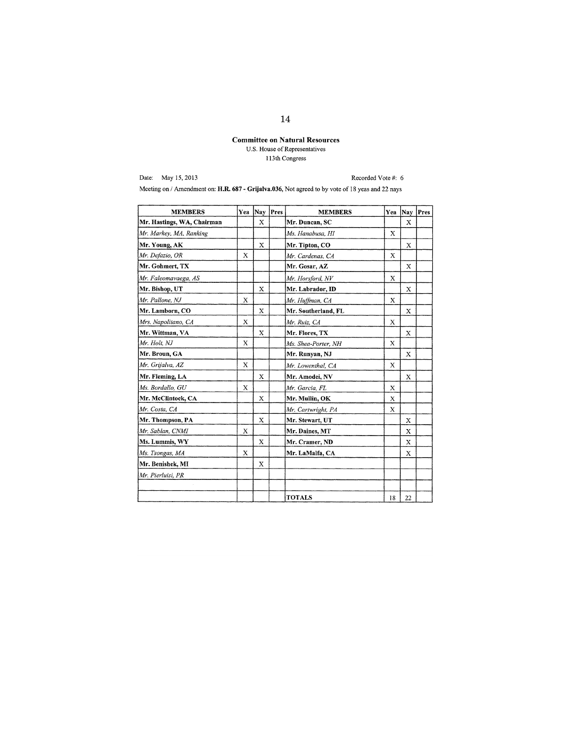**Committee on Natural Resources**

U.S. House of Representatives

113th Congress

Date: May 15, 2013

Recorded Vote #: 6

Meeting on / Amendment on: **H.R. 687 - Grijalva.036**, Not agreed to by vote of 18 yeas and 22 nays

| MEMBERS | Yea | Nay | Pres | MEMBERS | Yea | Nay | Pres |
|---|---|---|---|---|---|---|---|
| **Mr. Hastings, WA, Chairman** | | X | | **Mr. Duncan, SC** | | X | |
| *Mr. Markey, MA, Ranking* | | | | *Ms. Hanabusa, HI* | X | | |
| **Mr. Young, AK** | | X | | **Mr. Tipton, CO** | | X | |
| *Mr. Defazio, OR* | X | | | *Mr. Cardenas, CA* | X | | |
| **Mr. Gohmert, TX** | | | | **Mr. Gosar, AZ** | | X | |
| *Mr. Faleomavaega, AS* | | | | *Mr. Horsford, NV* | X | | |
| **Mr. Bishop, UT** | | X | | **Mr. Labrador, ID** | | X | |
| *Mr. Pallone, NJ* | X | | | *Mr. Huffman, CA* | X | | |
| **Mr. Lamborn, CO** | | X | | **Mr. Southerland, FL** | | X | |
| *Mrs. Napolitano, CA* | X | | | *Mr. Ruiz, CA* | X | | |
| **Mr. Wittman, VA** | | X | | **Mr. Flores, TX** | | X | |
| *Mr. Holt, NJ* | X | | | *Ms. Shea-Porter, NH* | X | | |
| **Mr. Broun, GA** | | | | **Mr. Runyan, NJ** | | X | |
| *Mr. Grijalva, AZ* | X | | | *Mr. Lowenthal, CA* | X | | |
| **Mr. Fleming, LA** | | X | | **Mr. Amodei, NV** | | X | |
| *Ms. Bordallo, GU* | X | | | *Mr. Garcia, FL* | X | | |
| **Mr. McClintock, CA** | | X | | **Mr. Mullin, OK** | X | | |
| *Mr. Costa, CA* | | | | *Mr. Cartwright, PA* | X | | |
| **Mr. Thompson, PA** | | X | | **Mr. Stewart, UT** | | X | |
| *Mr. Sablan, CNMI* | X | | | **Mr. Daines, MT** | | X | |
| **Ms. Lummis, WY** | | X | | **Mr. Cramer, ND** | | X | |
| *Ms. Tsongas, MA* | X | | | **Mr. LaMalfa, CA** | | X | |
| **Mr. Benishek, MI** | | X | | | | | |
| *Mr. Pierluisi, PR* | | | | | | | |
| | | | | | | | |
| | | | | **TOTALS** | 18 | 22 | |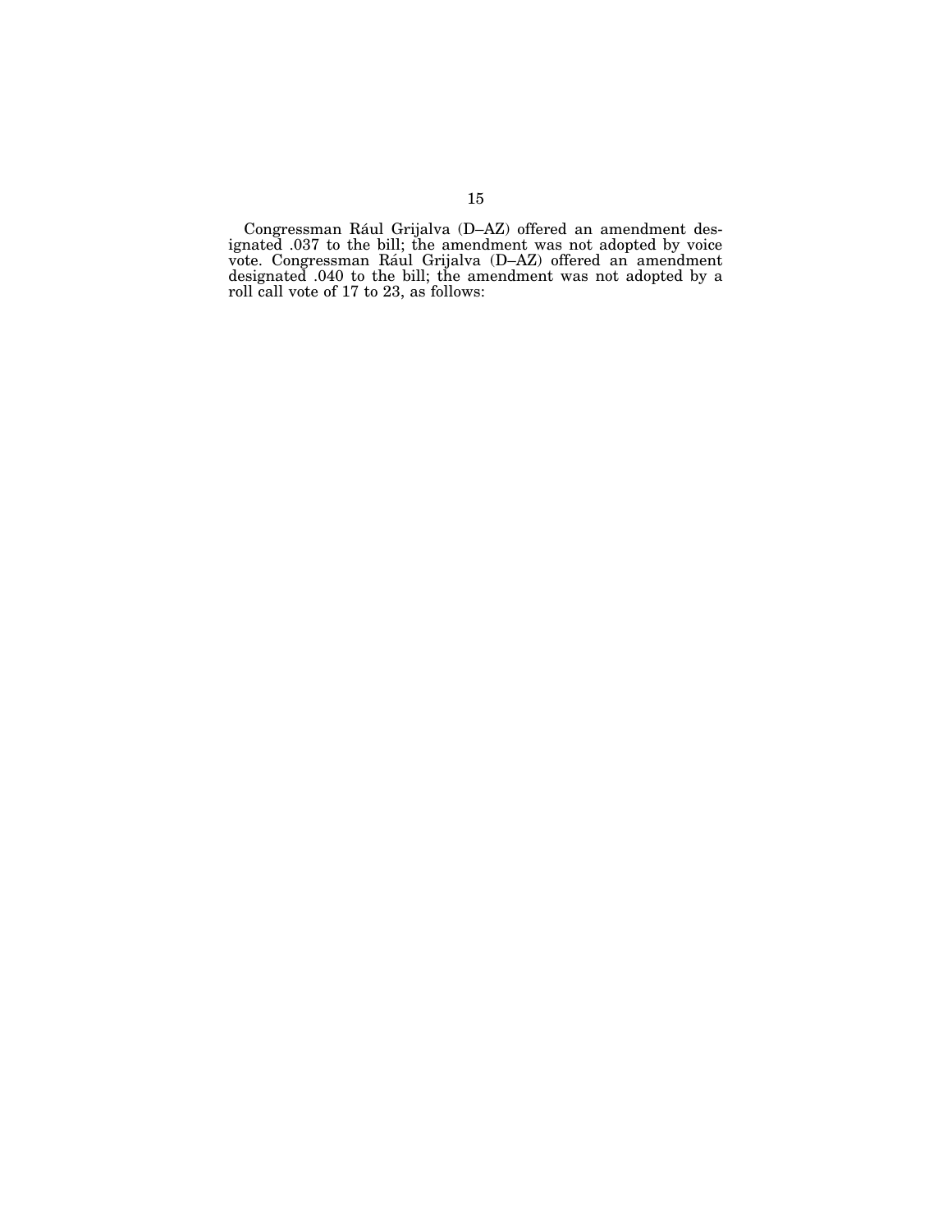Congressman Rául Grijalva (D–AZ) offered an amendment designated .037 to the bill; the amendment was not adopted by voice vote. Congressman Rául Grijalva (D–AZ) offered an amendment designated .040 to the bill; the amendment was not adopted by a roll call vote of 17 to 23, as follows: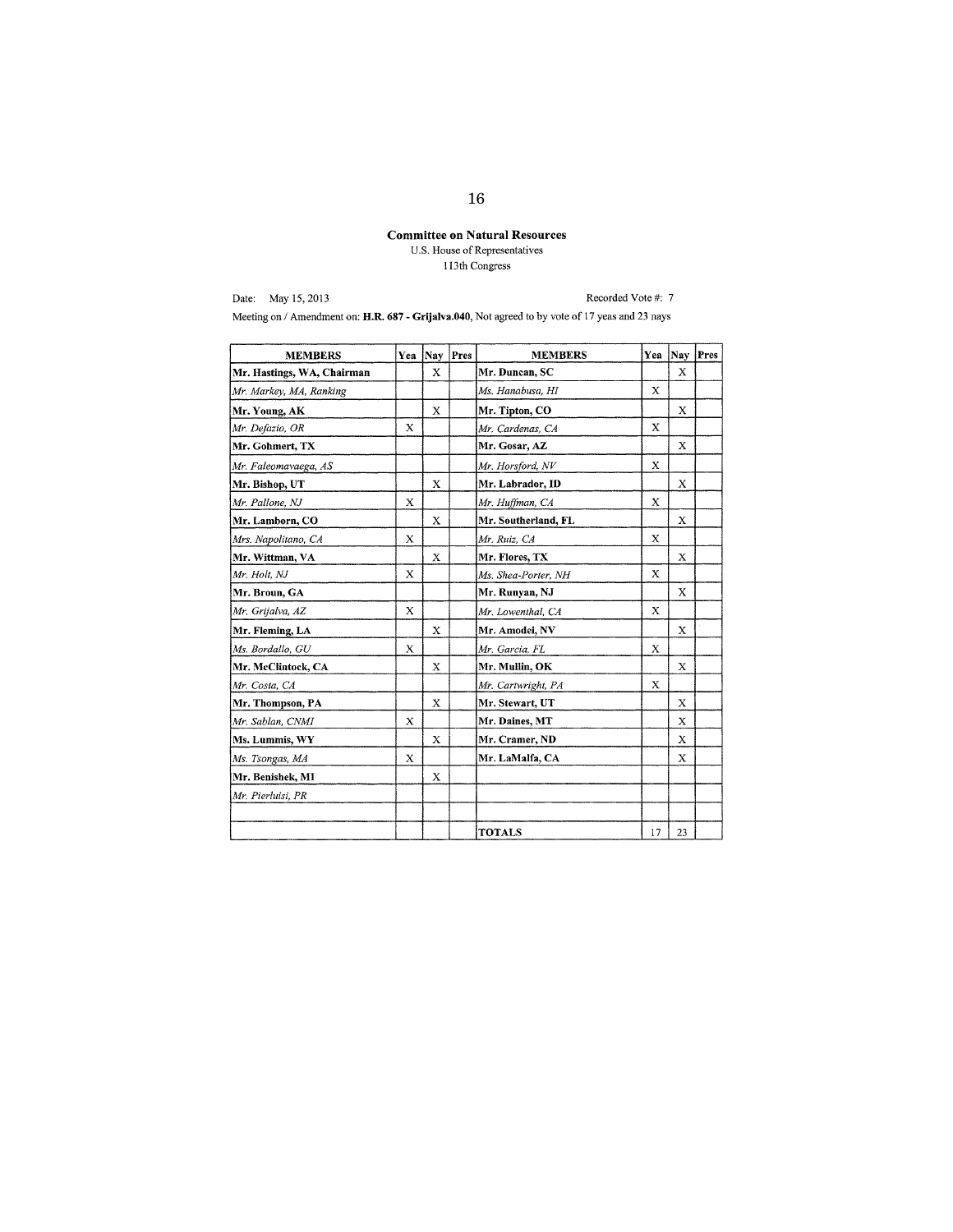**Committee on Natural Resources**
U.S. House of Representatives
113th Congress

Date: May 15, 2013 Recorded Vote #: 7

Meeting on / Amendment on: **H.R. 687 - Grijalva.040**, Not agreed to by vote of 17 yeas and 23 nays

| MEMBERS | Yea | Nay | Pres | MEMBERS | Yea | Nay | Pres |
|---|---|---|---|---|---|---|---|
| **Mr. Hastings, WA, Chairman** | | X | | **Mr. Duncan, SC** | | X | |
| *Mr. Markey, MA, Ranking* | | | | *Ms. Hanabusa, HI* | X | | |
| **Mr. Young, AK** | | X | | **Mr. Tipton, CO** | | X | |
| *Mr. Defazio, OR* | X | | | *Mr. Cardenas, CA* | X | | |
| **Mr. Gohmert, TX** | | | | **Mr. Gosar, AZ** | | X | |
| *Mr. Faleomavaega, AS* | | | | *Mr. Horsford, NV* | X | | |
| **Mr. Bishop, UT** | | X | | **Mr. Labrador, ID** | | X | |
| *Mr. Pallone, NJ* | X | | | *Mr. Huffman, CA* | X | | |
| **Mr. Lamborn, CO** | | X | | **Mr. Southerland, FL** | | X | |
| *Mrs. Napolitano, CA* | X | | | *Mr. Ruiz, CA* | X | | |
| **Mr. Wittman, VA** | | X | | **Mr. Flores, TX** | | X | |
| *Mr. Holt, NJ* | X | | | *Ms. Shea-Porter, NH* | X | | |
| **Mr. Broun, GA** | | | | **Mr. Runyan, NJ** | | X | |
| *Mr. Grijalva, AZ* | X | | | *Mr. Lowenthal, CA* | X | | |
| **Mr. Fleming, LA** | | X | | **Mr. Amodei, NV** | | X | |
| *Ms. Bordallo, GU* | X | | | *Mr. Garcia, FL* | X | | |
| **Mr. McClintock, CA** | | X | | **Mr. Mullin, OK** | | X | |
| *Mr. Costa, CA* | | | | *Mr. Cartwright, PA* | X | | |
| **Mr. Thompson, PA** | | X | | **Mr. Stewart, UT** | | X | |
| *Mr. Sablan, CNMI* | X | | | **Mr. Daines, MT** | | X | |
| **Ms. Lummis, WY** | | X | | **Mr. Cramer, ND** | | X | |
| *Ms. Tsongas, MA* | X | | | **Mr. LaMalfa, CA** | | X | |
| **Mr. Benishek, MI** | | X | | | | | |
| *Mr. Pierluisi, PR* | | | | | | | |
| | | | | | | | |
| | | | | **TOTALS** | 17 | 23 | |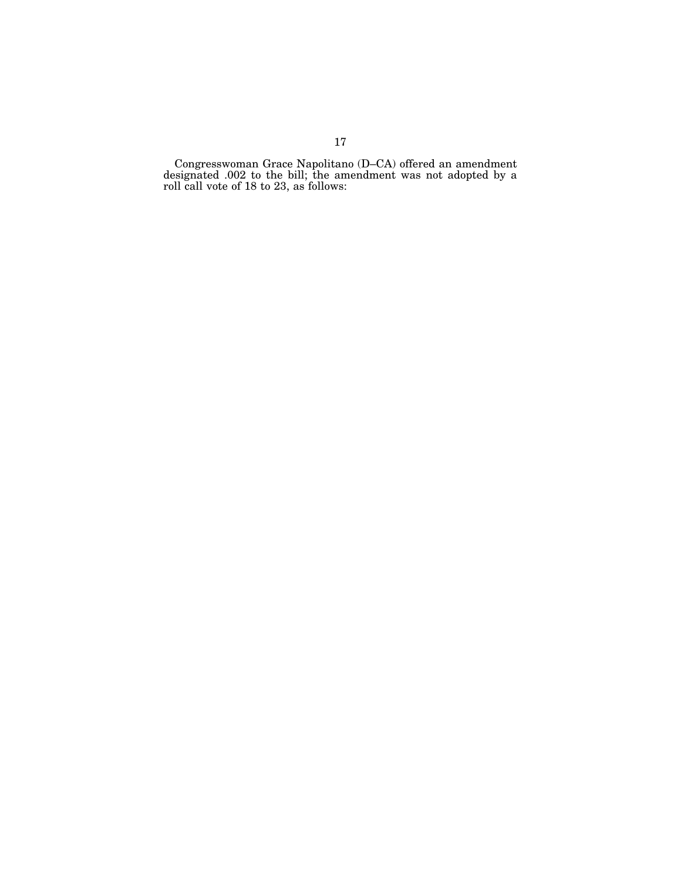Congresswoman Grace Napolitano (D–CA) offered an amendment designated .002 to the bill; the amendment was not adopted by a roll call vote of 18 to 23, as follows: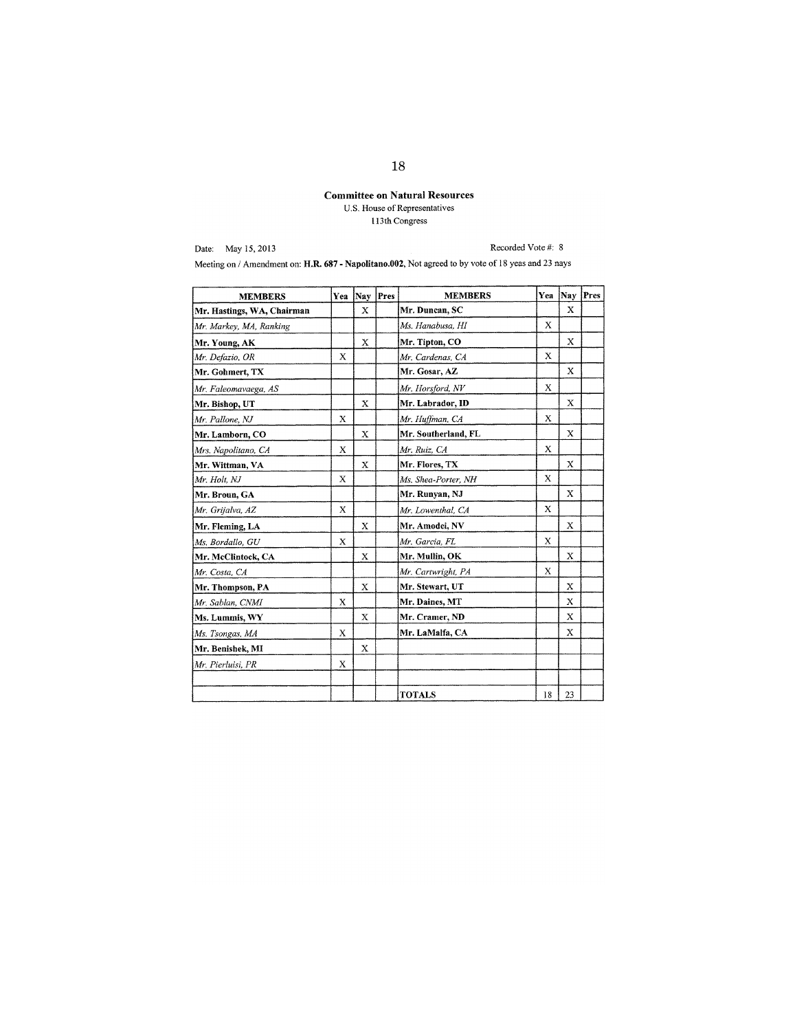**Committee on Natural Resources**

U.S. House of Representatives

113th Congress

Date: May 15, 2013

Recorded Vote #: 8

Meeting on / Amendment on: **H.R. 687 - Napolitano.002**, Not agreed to by vote of 18 yeas and 23 nays

| MEMBERS | Yea | Nay | Pres | MEMBERS | Yea | Nay | Pres |
|---|---|---|---|---|---|---|---|
| **Mr. Hastings, WA, Chairman** | | X | | **Mr. Duncan, SC** | | X | |
| *Mr. Markey, MA, Ranking* | | | | *Ms. Hanabusa, HI* | X | | |
| **Mr. Young, AK** | | X | | **Mr. Tipton, CO** | | X | |
| *Mr. Defazio, OR* | X | | | *Mr. Cardenas, CA* | X | | |
| **Mr. Gohmert, TX** | | | | **Mr. Gosar, AZ** | | X | |
| *Mr. Faleomavaega, AS* | | | | *Mr. Horsford, NV* | X | | |
| **Mr. Bishop, UT** | | X | | **Mr. Labrador, ID** | | X | |
| *Mr. Pallone, NJ* | X | | | *Mr. Huffman, CA* | X | | |
| **Mr. Lamborn, CO** | | X | | **Mr. Southerland, FL** | | X | |
| *Mrs. Napolitano, CA* | X | | | *Mr. Ruiz, CA* | X | | |
| **Mr. Wittman, VA** | | X | | **Mr. Flores, TX** | | X | |
| *Mr. Holt, NJ* | X | | | *Ms. Shea-Porter, NH* | X | | |
| **Mr. Broun, GA** | | | | **Mr. Runyan, NJ** | | X | |
| *Mr. Grijalva, AZ* | X | | | *Mr. Lowenthal, CA* | X | | |
| **Mr. Fleming, LA** | | X | | **Mr. Amodei, NV** | | X | |
| *Ms. Bordallo, GU* | X | | | *Mr. Garcia, FL* | X | | |
| **Mr. McClintock, CA** | | X | | **Mr. Mullin, OK** | | X | |
| *Mr. Costa, CA* | | | | *Mr. Cartwright, PA* | X | | |
| **Mr. Thompson, PA** | | X | | **Mr. Stewart, UT** | | X | |
| *Mr. Sablan, CNMI* | X | | | **Mr. Daines, MT** | | X | |
| **Ms. Lummis, WY** | | X | | **Mr. Cramer, ND** | | X | |
| *Ms. Tsongas, MA* | X | | | **Mr. LaMalfa, CA** | | X | |
| **Mr. Benishek, MI** | | X | | | | | |
| *Mr. Pierluisi, PR* | X | | | | | | |
| | | | | | | | |
| | | | | **TOTALS** | 18 | 23 | |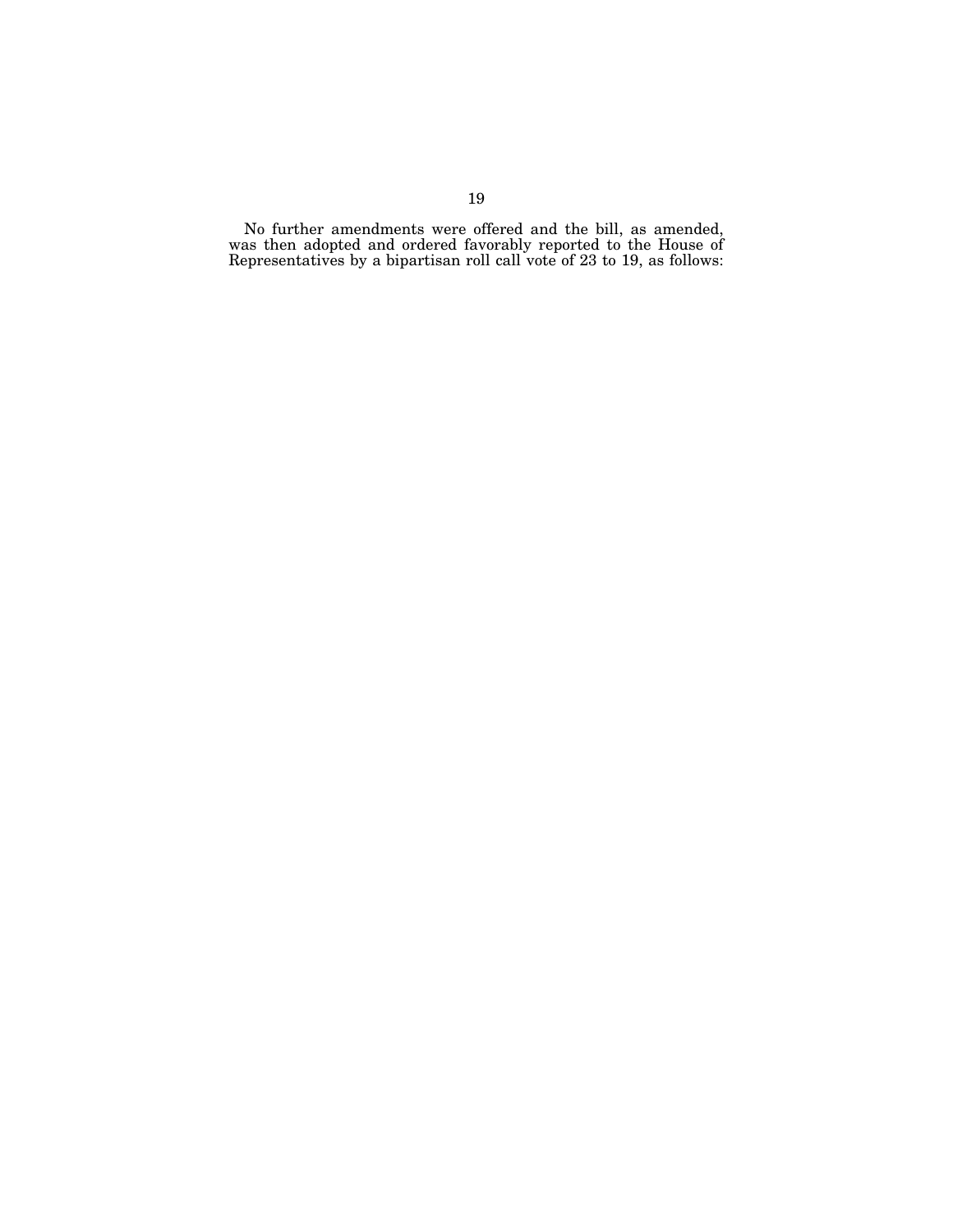No further amendments were offered and the bill, as amended, was then adopted and ordered favorably reported to the House of Representatives by a bipartisan roll call vote of 23 to 19, as follows: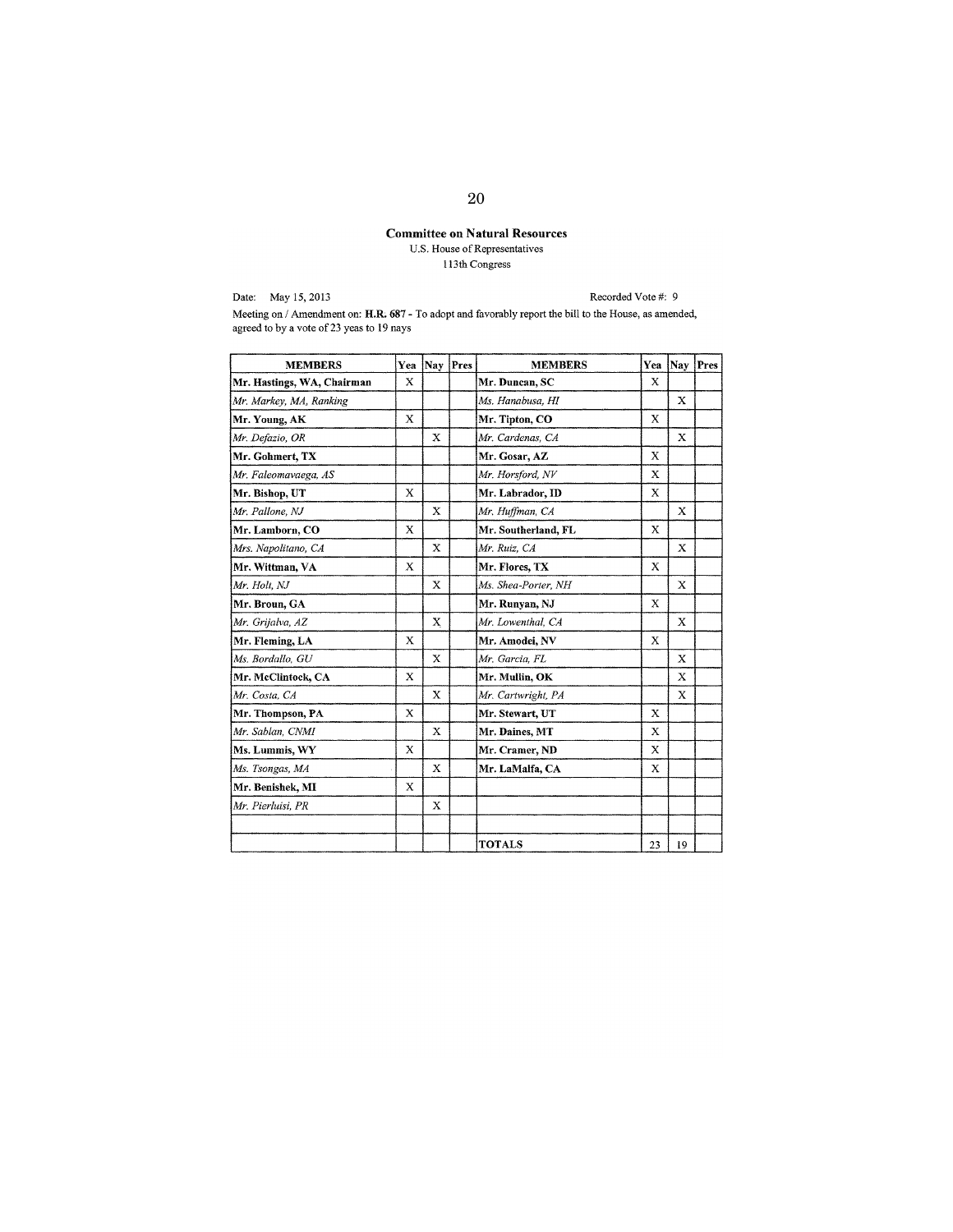**Committee on Natural Resources**

U.S. House of Representatives

113th Congress

Date: May 15, 2013

Recorded Vote #: 9

Meeting on / Amendment on: **H.R. 687 -** To adopt and favorably report the bill to the House, as amended, agreed to by a vote of 23 yeas to 19 nays

| MEMBERS | Yea | Nay | Pres | MEMBERS | Yea | Nay | Pres |
|---|---|---|---|---|---|---|---|
| **Mr. Hastings, WA, Chairman** | X | | | **Mr. Duncan, SC** | X | | |
| *Mr. Markey, MA, Ranking* | | | | *Ms. Hanabusa, HI* | | X | |
| **Mr. Young, AK** | X | | | **Mr. Tipton, CO** | X | | |
| *Mr. Defazio, OR* | | X | | *Mr. Cardenas, CA* | | X | |
| **Mr. Gohmert, TX** | | | | **Mr. Gosar, AZ** | X | | |
| *Mr. Faleomavaega, AS* | | | | *Mr. Horsford, NV* | X | | |
| **Mr. Bishop, UT** | X | | | **Mr. Labrador, ID** | X | | |
| *Mr. Pallone, NJ* | | X | | *Mr. Huffman, CA* | | X | |
| **Mr. Lamborn, CO** | X | | | **Mr. Southerland, FL** | X | | |
| *Mrs. Napolitano, CA* | | X | | *Mr. Ruiz, CA* | | X | |
| **Mr. Wittman, VA** | X | | | **Mr. Flores, TX** | X | | |
| *Mr. Holt, NJ* | | X | | *Ms. Shea-Porter, NH* | | X | |
| **Mr. Broun, GA** | | | | **Mr. Runyan, NJ** | X | | |
| *Mr. Grijalva, AZ* | | X | | *Mr. Lowenthal, CA* | | X | |
| **Mr. Fleming, LA** | X | | | **Mr. Amodei, NV** | X | | |
| *Ms. Bordallo, GU* | | X | | *Mr. Garcia, FL* | | X | |
| **Mr. McClintock, CA** | X | | | **Mr. Mullin, OK** | | X | |
| *Mr. Costa, CA* | | X | | *Mr. Cartwright, PA* | | X | |
| **Mr. Thompson, PA** | X | | | **Mr. Stewart, UT** | X | | |
| *Mr. Sablan, CNMI* | | X | | **Mr. Daines, MT** | X | | |
| **Ms. Lummis, WY** | X | | | **Mr. Cramer, ND** | X | | |
| *Ms. Tsongas, MA* | | X | | **Mr. LaMalfa, CA** | X | | |
| **Mr. Benishek, MI** | X | | | | | | |
| *Mr. Pierluisi, PR* | | X | | | | | |
| | | | | | | | |
| | | | | **TOTALS** | 23 | 19 | |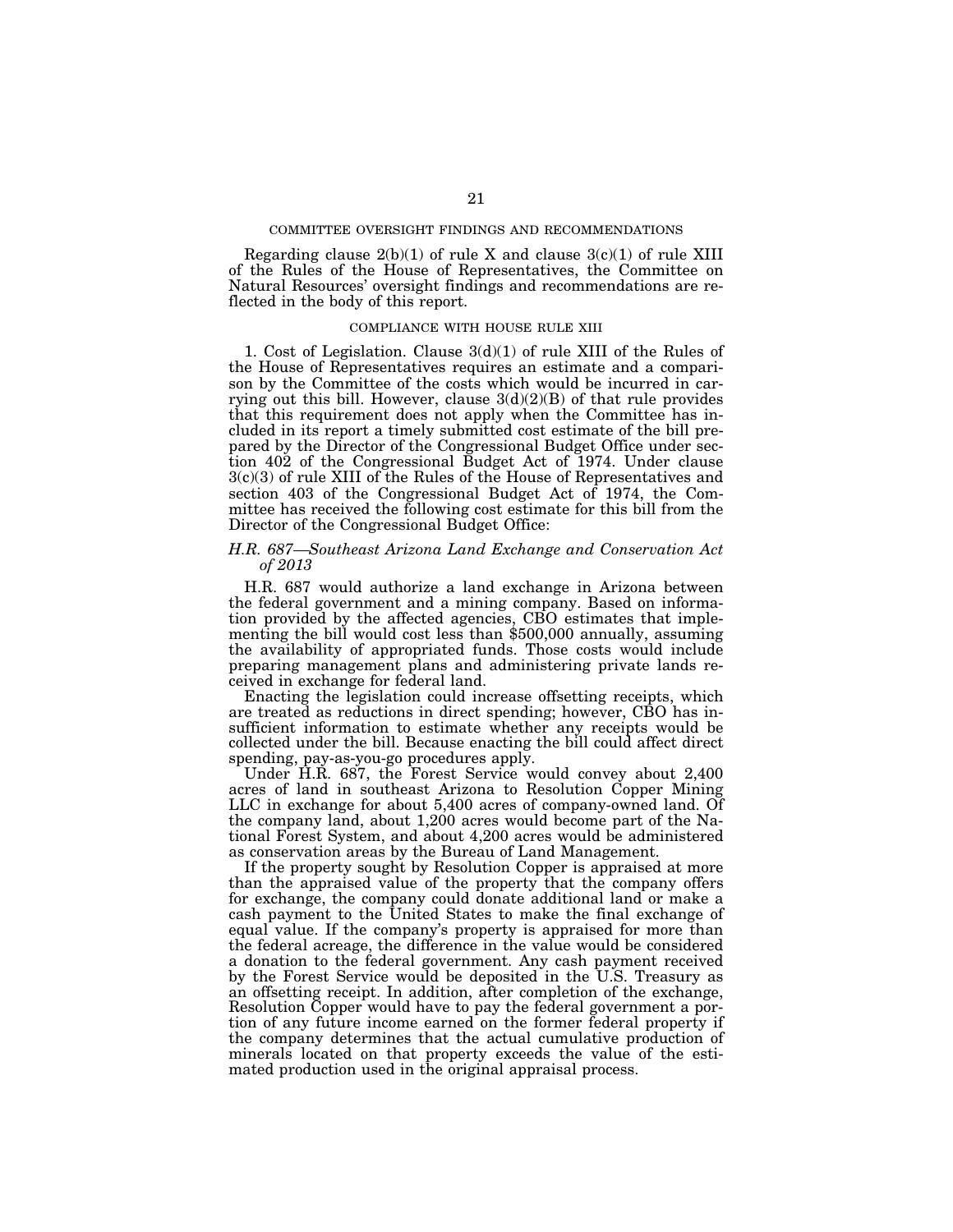## COMMITTEE OVERSIGHT FINDINGS AND RECOMMENDATIONS

Regarding clause 2(b)(1) of rule X and clause 3(c)(1) of rule XIII of the Rules of the House of Representatives, the Committee on Natural Resources' oversight findings and recommendations are reflected in the body of this report.

## COMPLIANCE WITH HOUSE RULE XIII

1. Cost of Legislation. Clause 3(d)(1) of rule XIII of the Rules of the House of Representatives requires an estimate and a comparison by the Committee of the costs which would be incurred in carrying out this bill. However, clause 3(d)(2)(B) of that rule provides that this requirement does not apply when the Committee has included in its report a timely submitted cost estimate of the bill prepared by the Director of the Congressional Budget Office under section 402 of the Congressional Budget Act of 1974. Under clause 3(c)(3) of rule XIII of the Rules of the House of Representatives and section 403 of the Congressional Budget Act of 1974, the Committee has received the following cost estimate for this bill from the Director of the Congressional Budget Office:

### *H.R. 687—Southeast Arizona Land Exchange and Conservation Act of 2013*

H.R. 687 would authorize a land exchange in Arizona between the federal government and a mining company. Based on information provided by the affected agencies, CBO estimates that implementing the bill would cost less than $500,000 annually, assuming the availability of appropriated funds. Those costs would include preparing management plans and administering private lands received in exchange for federal land.

Enacting the legislation could increase offsetting receipts, which are treated as reductions in direct spending; however, CBO has insufficient information to estimate whether any receipts would be collected under the bill. Because enacting the bill could affect direct spending, pay-as-you-go procedures apply.

Under H.R. 687, the Forest Service would convey about 2,400 acres of land in southeast Arizona to Resolution Copper Mining LLC in exchange for about 5,400 acres of company-owned land. Of the company land, about 1,200 acres would become part of the National Forest System, and about 4,200 acres would be administered as conservation areas by the Bureau of Land Management.

If the property sought by Resolution Copper is appraised at more than the appraised value of the property that the company offers for exchange, the company could donate additional land or make a cash payment to the United States to make the final exchange of equal value. If the company's property is appraised for more than the federal acreage, the difference in the value would be considered a donation to the federal government. Any cash payment received by the Forest Service would be deposited in the U.S. Treasury as an offsetting receipt. In addition, after completion of the exchange, Resolution Copper would have to pay the federal government a portion of any future income earned on the former federal property if the company determines that the actual cumulative production of minerals located on that property exceeds the value of the estimated production used in the original appraisal process.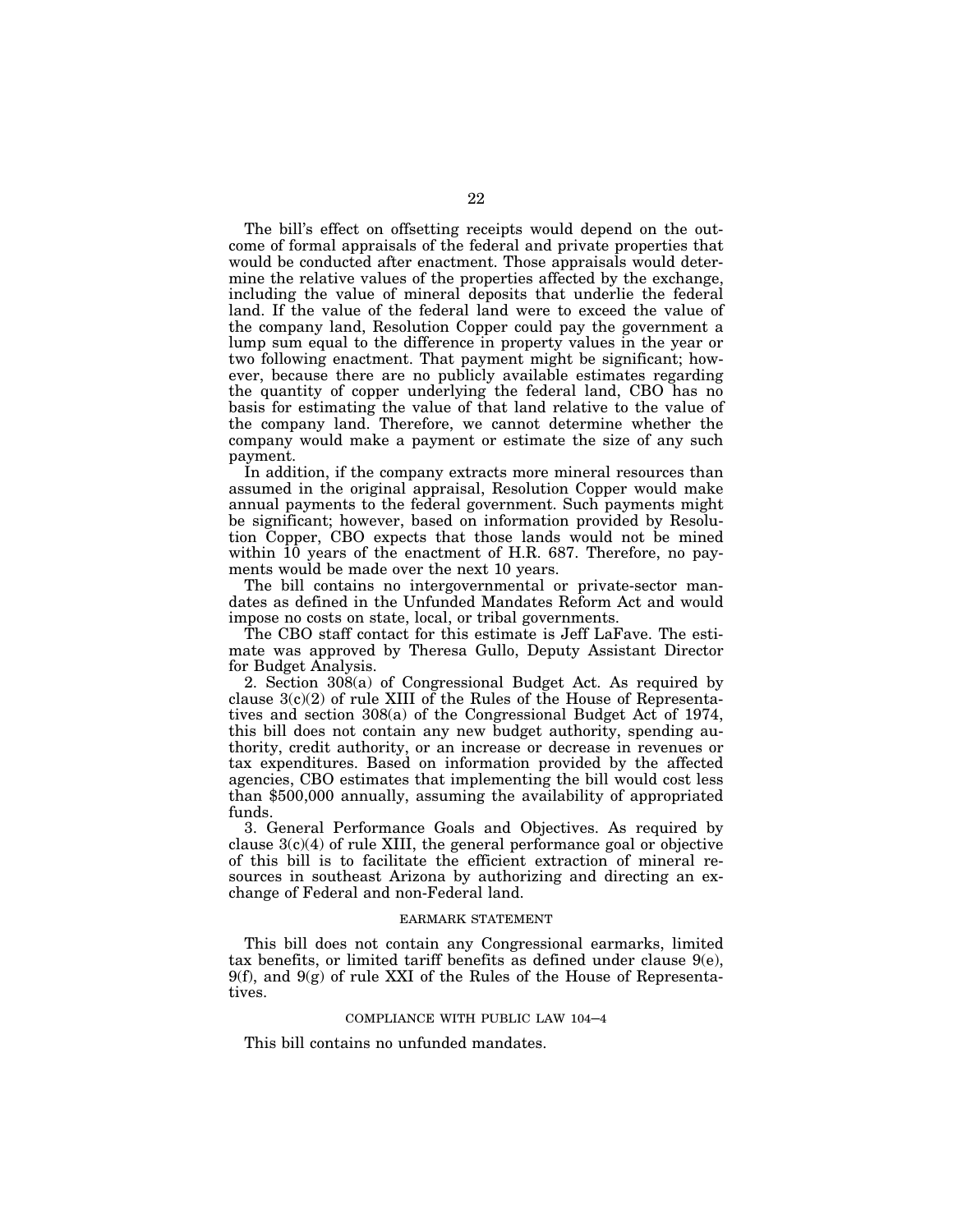The bill's effect on offsetting receipts would depend on the outcome of formal appraisals of the federal and private properties that would be conducted after enactment. Those appraisals would determine the relative values of the properties affected by the exchange, including the value of mineral deposits that underlie the federal land. If the value of the federal land were to exceed the value of the company land, Resolution Copper could pay the government a lump sum equal to the difference in property values in the year or two following enactment. That payment might be significant; however, because there are no publicly available estimates regarding the quantity of copper underlying the federal land, CBO has no basis for estimating the value of that land relative to the value of the company land. Therefore, we cannot determine whether the company would make a payment or estimate the size of any such payment.

In addition, if the company extracts more mineral resources than assumed in the original appraisal, Resolution Copper would make annual payments to the federal government. Such payments might be significant; however, based on information provided by Resolution Copper, CBO expects that those lands would not be mined within 10 years of the enactment of H.R. 687. Therefore, no payments would be made over the next 10 years.

The bill contains no intergovernmental or private-sector mandates as defined in the Unfunded Mandates Reform Act and would impose no costs on state, local, or tribal governments.

The CBO staff contact for this estimate is Jeff LaFave. The estimate was approved by Theresa Gullo, Deputy Assistant Director for Budget Analysis.

2. Section 308(a) of Congressional Budget Act. As required by clause 3(c)(2) of rule XIII of the Rules of the House of Representatives and section 308(a) of the Congressional Budget Act of 1974, this bill does not contain any new budget authority, spending authority, credit authority, or an increase or decrease in revenues or tax expenditures. Based on information provided by the affected agencies, CBO estimates that implementing the bill would cost less than $500,000 annually, assuming the availability of appropriated funds.

3. General Performance Goals and Objectives. As required by clause 3(c)(4) of rule XIII, the general performance goal or objective of this bill is to facilitate the efficient extraction of mineral resources in southeast Arizona by authorizing and directing an exchange of Federal and non-Federal land.

## EARMARK STATEMENT

This bill does not contain any Congressional earmarks, limited tax benefits, or limited tariff benefits as defined under clause 9(e), 9(f), and 9(g) of rule XXI of the Rules of the House of Representatives.

## COMPLIANCE WITH PUBLIC LAW 104–4

This bill contains no unfunded mandates.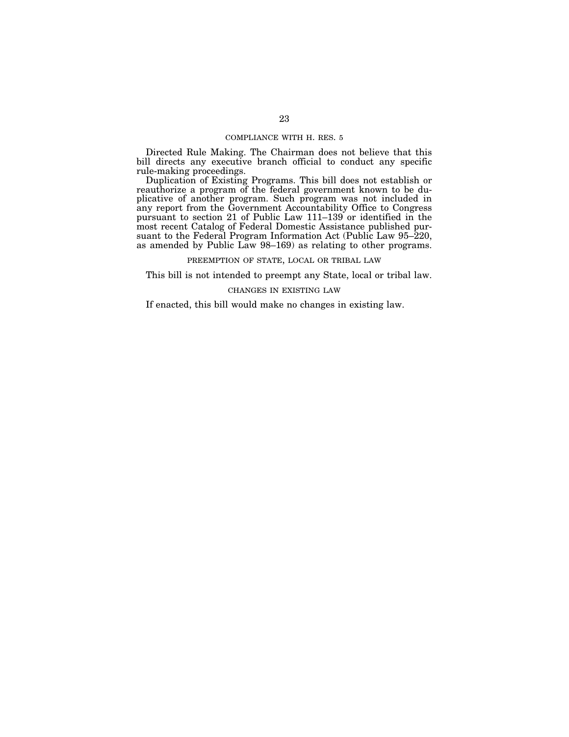## COMPLIANCE WITH H. RES. 5

Directed Rule Making. The Chairman does not believe that this bill directs any executive branch official to conduct any specific rule-making proceedings.

Duplication of Existing Programs. This bill does not establish or reauthorize a program of the federal government known to be duplicative of another program. Such program was not included in any report from the Government Accountability Office to Congress pursuant to section 21 of Public Law 111–139 or identified in the most recent Catalog of Federal Domestic Assistance published pursuant to the Federal Program Information Act (Public Law 95–220, as amended by Public Law 98–169) as relating to other programs.

## PREEMPTION OF STATE, LOCAL OR TRIBAL LAW

This bill is not intended to preempt any State, local or tribal law.

## CHANGES IN EXISTING LAW

If enacted, this bill would make no changes in existing law.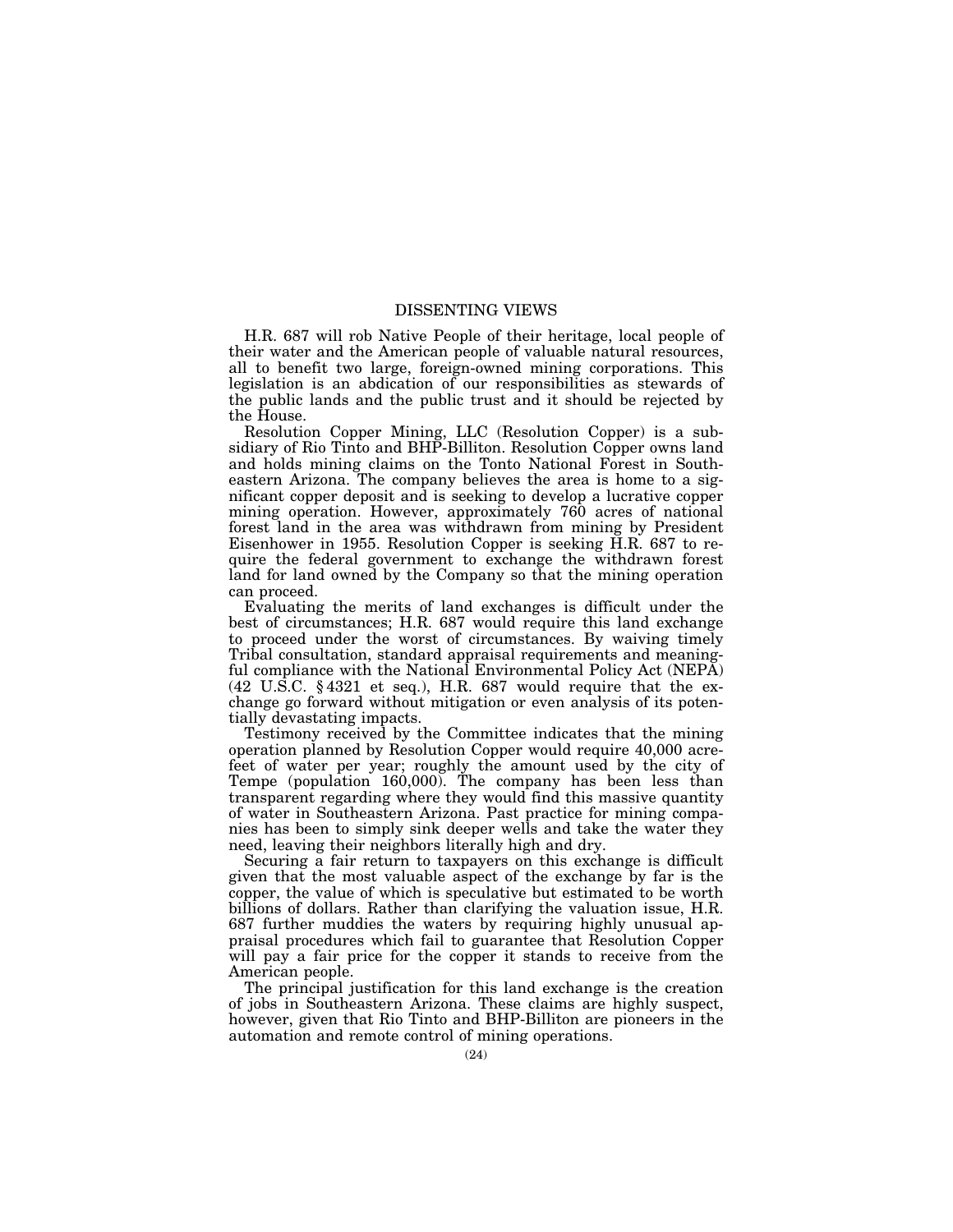## DISSENTING VIEWS

H.R. 687 will rob Native People of their heritage, local people of their water and the American people of valuable natural resources, all to benefit two large, foreign-owned mining corporations. This legislation is an abdication of our responsibilities as stewards of the public lands and the public trust and it should be rejected by the House.

Resolution Copper Mining, LLC (Resolution Copper) is a subsidiary of Rio Tinto and BHP-Billiton. Resolution Copper owns land and holds mining claims on the Tonto National Forest in Southeastern Arizona. The company believes the area is home to a significant copper deposit and is seeking to develop a lucrative copper mining operation. However, approximately 760 acres of national forest land in the area was withdrawn from mining by President Eisenhower in 1955. Resolution Copper is seeking H.R. 687 to require the federal government to exchange the withdrawn forest land for land owned by the Company so that the mining operation can proceed.

Evaluating the merits of land exchanges is difficult under the best of circumstances; H.R. 687 would require this land exchange to proceed under the worst of circumstances. By waiving timely Tribal consultation, standard appraisal requirements and meaningful compliance with the National Environmental Policy Act (NEPA) (42 U.S.C. §4321 et seq.), H.R. 687 would require that the exchange go forward without mitigation or even analysis of its potentially devastating impacts.

Testimony received by the Committee indicates that the mining operation planned by Resolution Copper would require 40,000 acre-feet of water per year; roughly the amount used by the city of Tempe (population 160,000). The company has been less than transparent regarding where they would find this massive quantity of water in Southeastern Arizona. Past practice for mining companies has been to simply sink deeper wells and take the water they need, leaving their neighbors literally high and dry.

Securing a fair return to taxpayers on this exchange is difficult given that the most valuable aspect of the exchange by far is the copper, the value of which is speculative but estimated to be worth billions of dollars. Rather than clarifying the valuation issue, H.R. 687 further muddies the waters by requiring highly unusual appraisal procedures which fail to guarantee that Resolution Copper will pay a fair price for the copper it stands to receive from the American people.

The principal justification for this land exchange is the creation of jobs in Southeastern Arizona. These claims are highly suspect, however, given that Rio Tinto and BHP-Billiton are pioneers in the automation and remote control of mining operations.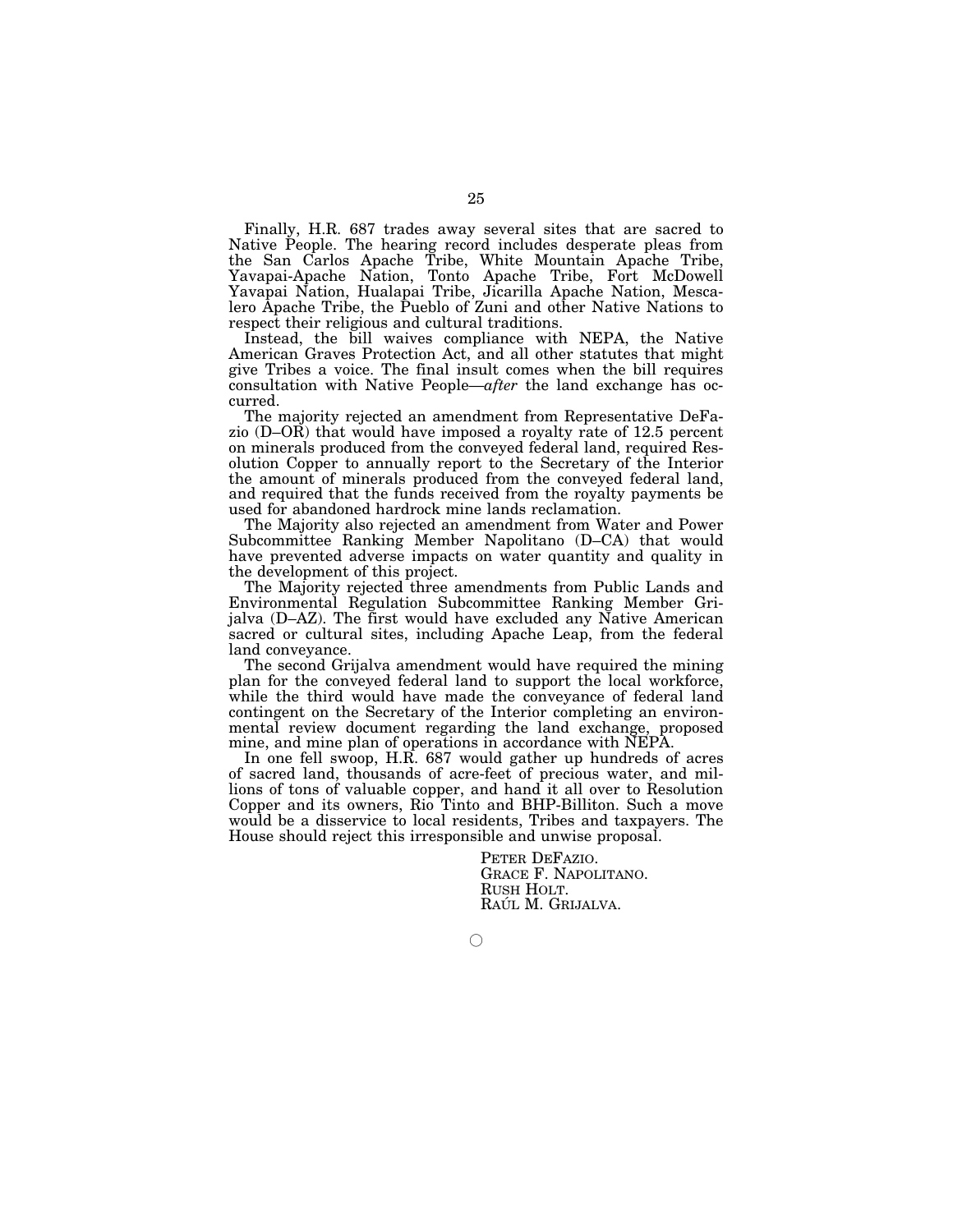Finally, H.R. 687 trades away several sites that are sacred to Native People. The hearing record includes desperate pleas from the San Carlos Apache Tribe, White Mountain Apache Tribe, Yavapai-Apache Nation, Tonto Apache Tribe, Fort McDowell Yavapai Nation, Hualapai Tribe, Jicarilla Apache Nation, Mescalero Apache Tribe, the Pueblo of Zuni and other Native Nations to respect their religious and cultural traditions.

Instead, the bill waives compliance with NEPA, the Native American Graves Protection Act, and all other statutes that might give Tribes a voice. The final insult comes when the bill requires consultation with Native People—*after* the land exchange has occurred.

The majority rejected an amendment from Representative DeFazio (D–OR) that would have imposed a royalty rate of 12.5 percent on minerals produced from the conveyed federal land, required Resolution Copper to annually report to the Secretary of the Interior the amount of minerals produced from the conveyed federal land, and required that the funds received from the royalty payments be used for abandoned hardrock mine lands reclamation.

The Majority also rejected an amendment from Water and Power Subcommittee Ranking Member Napolitano (D–CA) that would have prevented adverse impacts on water quantity and quality in the development of this project.

The Majority rejected three amendments from Public Lands and Environmental Regulation Subcommittee Ranking Member Grijalva (D–AZ). The first would have excluded any Native American sacred or cultural sites, including Apache Leap, from the federal land conveyance.

The second Grijalva amendment would have required the mining plan for the conveyed federal land to support the local workforce, while the third would have made the conveyance of federal land contingent on the Secretary of the Interior completing an environmental review document regarding the land exchange, proposed mine, and mine plan of operations in accordance with NEPA.

In one fell swoop, H.R. 687 would gather up hundreds of acres of sacred land, thousands of acre-feet of precious water, and millions of tons of valuable copper, and hand it all over to Resolution Copper and its owners, Rio Tinto and BHP-Billiton. Such a move would be a disservice to local residents, Tribes and taxpayers. The House should reject this irresponsible and unwise proposal.

PETER DEFAZIO.
GRACE F. NAPOLITANO.
RUSH HOLT.
RAÚL M. GRIJALVA.